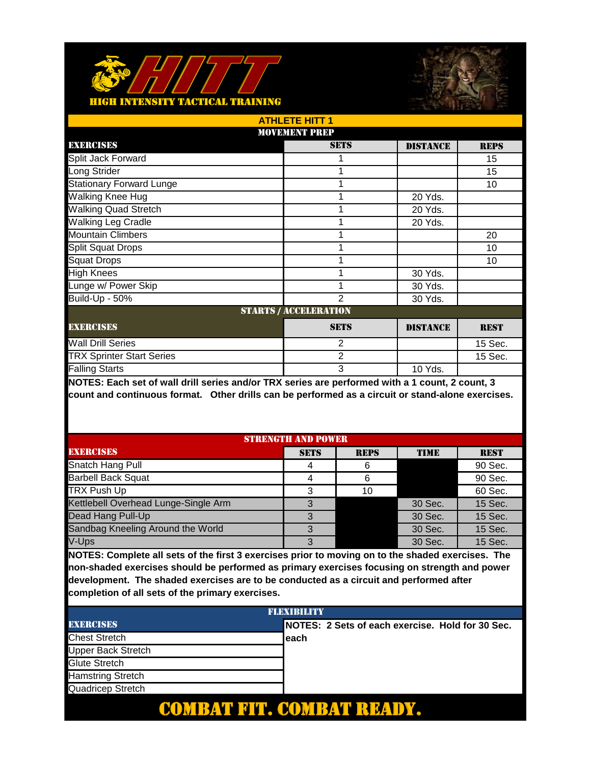# HITT

**HIGH INTENSITY TACTICAL TRAINING**

## ATHLETE HITT 1

### MOVEMENT PREP

| EXERCISES | SETS | DISTANCE | REPS |
|---|---|---|---|
| Split Jack Forward | 1 | | 15 |
| Long Strider | 1 | | 15 |
| Stationary Forward Lunge | 1 | | 10 |
| Walking Knee Hug | 1 | 20 Yds. | |
| Walking Quad Stretch | 1 | 20 Yds. | |
| Walking Leg Cradle | 1 | 20 Yds. | |
| Mountain Climbers | 1 | | 20 |
| Split Squat Drops | 1 | | 10 |
| Squat Drops | 1 | | 10 |
| High Knees | 1 | 30 Yds. | |
| Lunge w/ Power Skip | 1 | 30 Yds. | |
| Build-Up - 50% | 2 | 30 Yds. | |

### STARTS / ACCELERATION

| EXERCISES | SETS | DISTANCE | REST |
|---|---|---|---|
| Wall Drill Series | 2 | | 15 Sec. |
| TRX Sprinter Start Series | 2 | | 15 Sec. |
| Falling Starts | 3 | 10 Yds. | |

**NOTES: Each set of wall drill series and/or TRX series are performed with a 1 count, 2 count, 3 count and continuous format. Other drills can be performed as a circuit or stand-alone exercises.**

### STRENGTH AND POWER

| EXERCISES | SETS | REPS | TIME | REST |
|---|---|---|---|---|
| Snatch Hang Pull | 4 | 6 | | 90 Sec. |
| Barbell Back Squat | 4 | 6 | | 90 Sec. |
| TRX Push Up | 3 | 10 | | 60 Sec. |
| Kettlebell Overhead Lunge-Single Arm | 3 | | 30 Sec. | 15 Sec. |
| Dead Hang Pull-Up | 3 | | 30 Sec. | 15 Sec. |
| Sandbag Kneeling Around the World | 3 | | 30 Sec. | 15 Sec. |
| V-Ups | 3 | | 30 Sec. | 15 Sec. |

**NOTES: Complete all sets of the first 3 exercises prior to moving on to the shaded exercises. The non-shaded exercises should be performed as primary exercises focusing on strength and power development. The shaded exercises are to be conducted as a circuit and performed after completion of all sets of the primary exercises.**

### FLEXIBILITY

| EXERCISES | NOTES: 2 Sets of each exercise. Hold for 30 Sec. each |
|---|---|
| Chest Stretch | |
| Upper Back Stretch | |
| Glute Stretch | |
| Hamstring Stretch | |
| Quadricep Stretch | |

**COMBAT FIT. COMBAT READY.**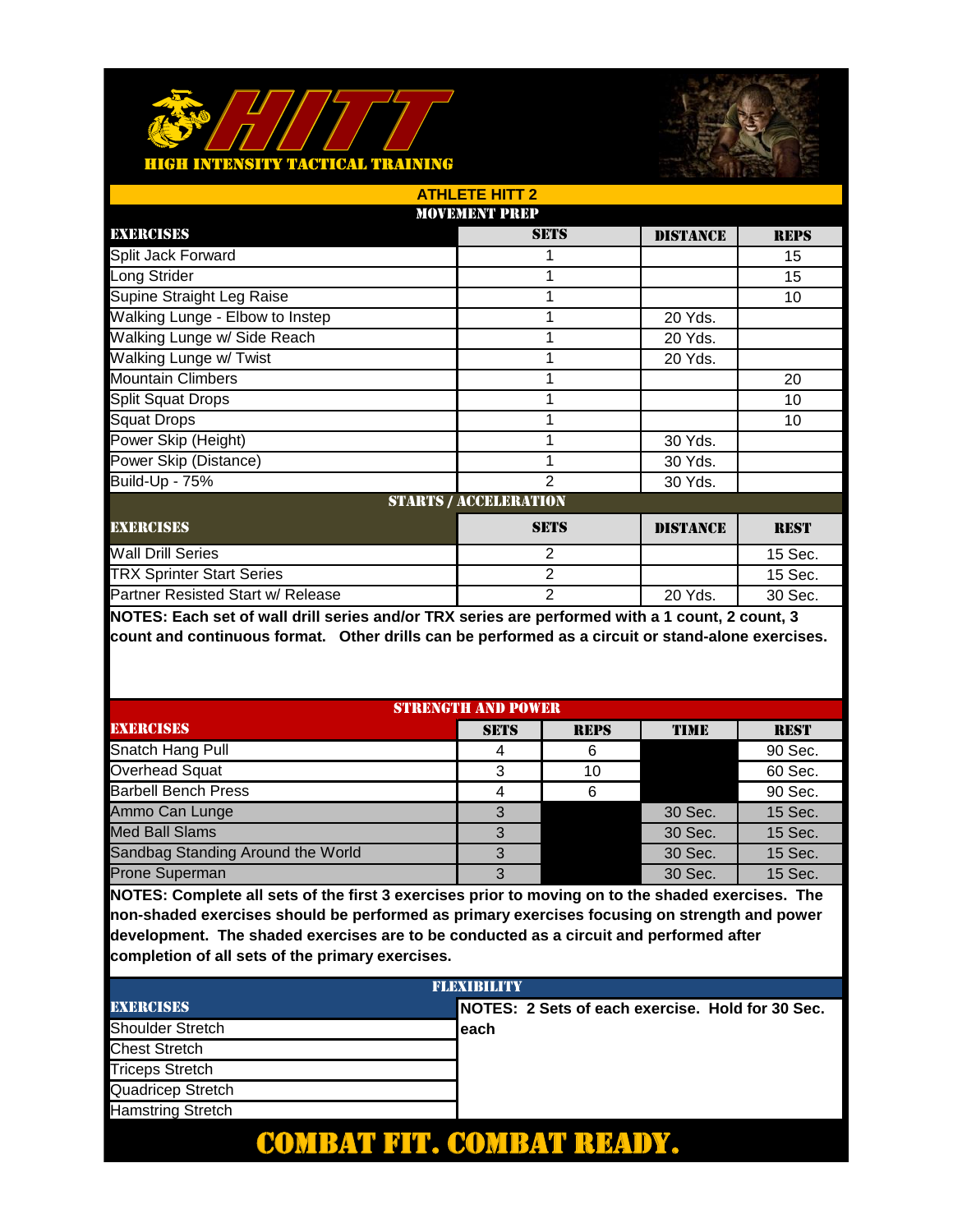# HITT

HIGH INTENSITY TACTICAL TRAINING

## ATHLETE HITT 2

### MOVEMENT PREP

| EXERCISES | SETS | DISTANCE | REPS |
|---|---|---|---|
| Split Jack Forward | 1 | | 15 |
| Long Strider | 1 | | 15 |
| Supine Straight Leg Raise | 1 | | 10 |
| Walking Lunge - Elbow to Instep | 1 | 20 Yds. | |
| Walking Lunge w/ Side Reach | 1 | 20 Yds. | |
| Walking Lunge w/ Twist | 1 | 20 Yds. | |
| Mountain Climbers | 1 | | 20 |
| Split Squat Drops | 1 | | 10 |
| Squat Drops | 1 | | 10 |
| Power Skip (Height) | 1 | 30 Yds. | |
| Power Skip (Distance) | 1 | 30 Yds. | |
| Build-Up - 75% | 2 | 30 Yds. | |

### STARTS / ACCELERATION

| EXERCISES | SETS | DISTANCE | REST |
|---|---|---|---|
| Wall Drill Series | 2 | | 15 Sec. |
| TRX Sprinter Start Series | 2 | | 15 Sec. |
| Partner Resisted Start w/ Release | 2 | 20 Yds. | 30 Sec. |

**NOTES: Each set of wall drill series and/or TRX series are performed with a 1 count, 2 count, 3 count and continuous format. Other drills can be performed as a circuit or stand-alone exercises.**

### STRENGTH AND POWER

| EXERCISES | SETS | REPS | TIME | REST |
|---|---|---|---|---|
| Snatch Hang Pull | 4 | 6 | | 90 Sec. |
| Overhead Squat | 3 | 10 | | 60 Sec. |
| Barbell Bench Press | 4 | 6 | | 90 Sec. |
| Ammo Can Lunge | 3 | | 30 Sec. | 15 Sec. |
| Med Ball Slams | 3 | | 30 Sec. | 15 Sec. |
| Sandbag Standing Around the World | 3 | | 30 Sec. | 15 Sec. |
| Prone Superman | 3 | | 30 Sec. | 15 Sec. |

**NOTES: Complete all sets of the first 3 exercises prior to moving on to the shaded exercises. The non-shaded exercises should be performed as primary exercises focusing on strength and power development. The shaded exercises are to be conducted as a circuit and performed after completion of all sets of the primary exercises.**

### FLEXIBILITY

| EXERCISES | NOTES: 2 Sets of each exercise. Hold for 30 Sec. each |
|---|---|
| Shoulder Stretch | |
| Chest Stretch | |
| Triceps Stretch | |
| Quadricep Stretch | |
| Hamstring Stretch | |

**COMBAT FIT. COMBAT READY.**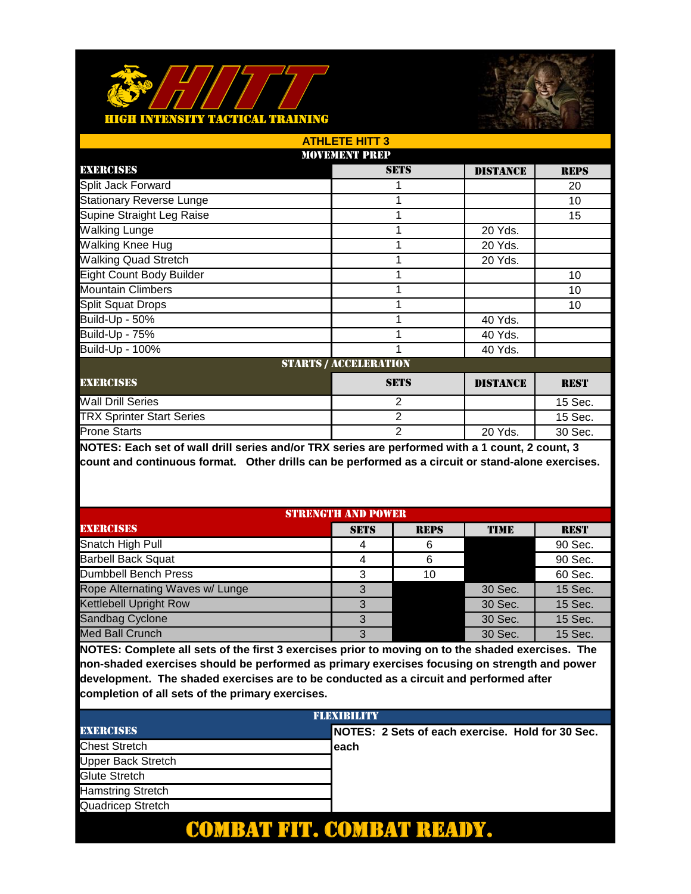# HIGH INTENSITY TACTICAL TRAINING

## ATHLETE HITT 3

### MOVEMENT PREP

| EXERCISES | SETS | DISTANCE | REPS |
|---|---|---|---|
| Split Jack Forward | 1 | | 20 |
| Stationary Reverse Lunge | 1 | | 10 |
| Supine Straight Leg Raise | 1 | | 15 |
| Walking Lunge | 1 | 20 Yds. | |
| Walking Knee Hug | 1 | 20 Yds. | |
| Walking Quad Stretch | 1 | 20 Yds. | |
| Eight Count Body Builder | 1 | | 10 |
| Mountain Climbers | 1 | | 10 |
| Split Squat Drops | 1 | | 10 |
| Build-Up - 50% | 1 | 40 Yds. | |
| Build-Up - 75% | 1 | 40 Yds. | |
| Build-Up - 100% | 1 | 40 Yds. | |

### STARTS / ACCELERATION

| EXERCISES | SETS | DISTANCE | REST |
|---|---|---|---|
| Wall Drill Series | 2 | | 15 Sec. |
| TRX Sprinter Start Series | 2 | | 15 Sec. |
| Prone Starts | 2 | 20 Yds. | 30 Sec. |

**NOTES: Each set of wall drill series and/or TRX series are performed with a 1 count, 2 count, 3 count and continuous format. Other drills can be performed as a circuit or stand-alone exercises.**

### STRENGTH AND POWER

| EXERCISES | SETS | REPS | TIME | REST |
|---|---|---|---|---|
| Snatch High Pull | 4 | 6 | | 90 Sec. |
| Barbell Back Squat | 4 | 6 | | 90 Sec. |
| Dumbbell Bench Press | 3 | 10 | | 60 Sec. |
| Rope Alternating Waves w/ Lunge | 3 | | 30 Sec. | 15 Sec. |
| Kettlebell Upright Row | 3 | | 30 Sec. | 15 Sec. |
| Sandbag Cyclone | 3 | | 30 Sec. | 15 Sec. |
| Med Ball Crunch | 3 | | 30 Sec. | 15 Sec. |

**NOTES: Complete all sets of the first 3 exercises prior to moving on to the shaded exercises. The non-shaded exercises should be performed as primary exercises focusing on strength and power development. The shaded exercises are to be conducted as a circuit and performed after completion of all sets of the primary exercises.**

### FLEXIBILITY

| EXERCISES |
|---|
| Chest Stretch |
| Upper Back Stretch |
| Glute Stretch |
| Hamstring Stretch |
| Quadricep Stretch |

**NOTES: 2 Sets of each exercise. Hold for 30 Sec. each**

**COMBAT FIT. COMBAT READY.**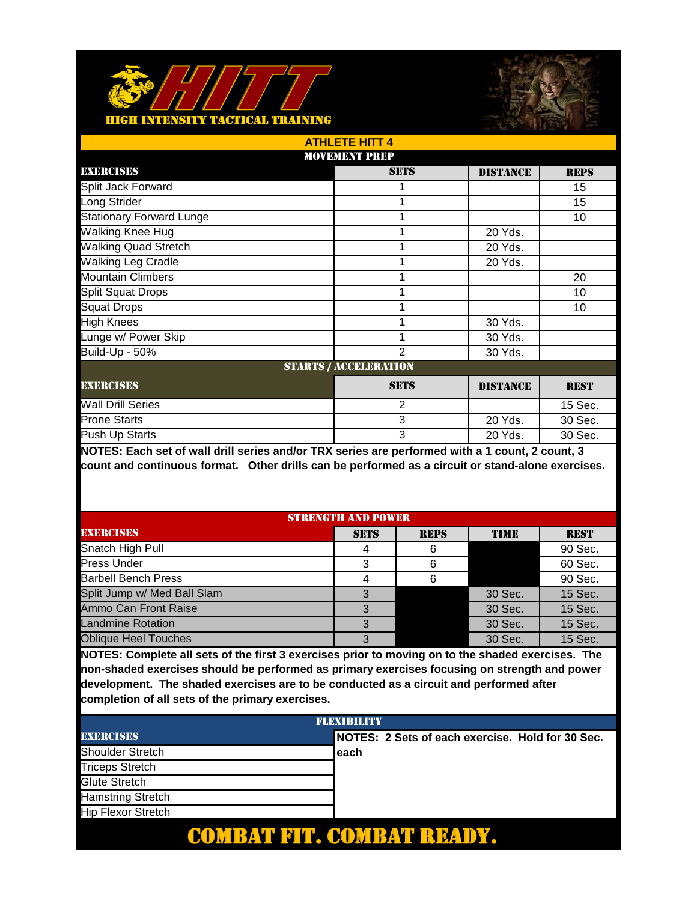# HITT

HIGH INTENSITY TACTICAL TRAINING

## ATHLETE HITT 4

### MOVEMENT PREP

| EXERCISES | SETS | DISTANCE | REPS |
|---|---|---|---|
| Split Jack Forward | 1 | | 15 |
| Long Strider | 1 | | 15 |
| Stationary Forward Lunge | 1 | | 10 |
| Walking Knee Hug | 1 | 20 Yds. | |
| Walking Quad Stretch | 1 | 20 Yds. | |
| Walking Leg Cradle | 1 | 20 Yds. | |
| Mountain Climbers | 1 | | 20 |
| Split Squat Drops | 1 | | 10 |
| Squat Drops | 1 | | 10 |
| High Knees | 1 | 30 Yds. | |
| Lunge w/ Power Skip | 1 | 30 Yds. | |
| Build-Up - 50% | 2 | 30 Yds. | |

### STARTS / ACCELERATION

| EXERCISES | SETS | DISTANCE | REST |
|---|---|---|---|
| Wall Drill Series | 2 | | 15 Sec. |
| Prone Starts | 3 | 20 Yds. | 30 Sec. |
| Push Up Starts | 3 | 20 Yds. | 30 Sec. |

**NOTES: Each set of wall drill series and/or TRX series are performed with a 1 count, 2 count, 3 count and continuous format. Other drills can be performed as a circuit or stand-alone exercises.**

### STRENGTH AND POWER

| EXERCISES | SETS | REPS | TIME | REST |
|---|---|---|---|---|
| Snatch High Pull | 4 | 6 | | 90 Sec. |
| Press Under | 3 | 6 | | 60 Sec. |
| Barbell Bench Press | 4 | 6 | | 90 Sec. |
| Split Jump w/ Med Ball Slam | 3 | | 30 Sec. | 15 Sec. |
| Ammo Can Front Raise | 3 | | 30 Sec. | 15 Sec. |
| Landmine Rotation | 3 | | 30 Sec. | 15 Sec. |
| Oblique Heel Touches | 3 | | 30 Sec. | 15 Sec. |

**NOTES: Complete all sets of the first 3 exercises prior to moving on to the shaded exercises. The non-shaded exercises should be performed as primary exercises focusing on strength and power development. The shaded exercises are to be conducted as a circuit and performed after completion of all sets of the primary exercises.**

### FLEXIBILITY

| EXERCISES |
|---|
| Shoulder Stretch |
| Triceps Stretch |
| Glute Stretch |
| Hamstring Stretch |
| Hip Flexor Stretch |

**NOTES: 2 Sets of each exercise. Hold for 30 Sec. each**

**COMBAT FIT. COMBAT READY.**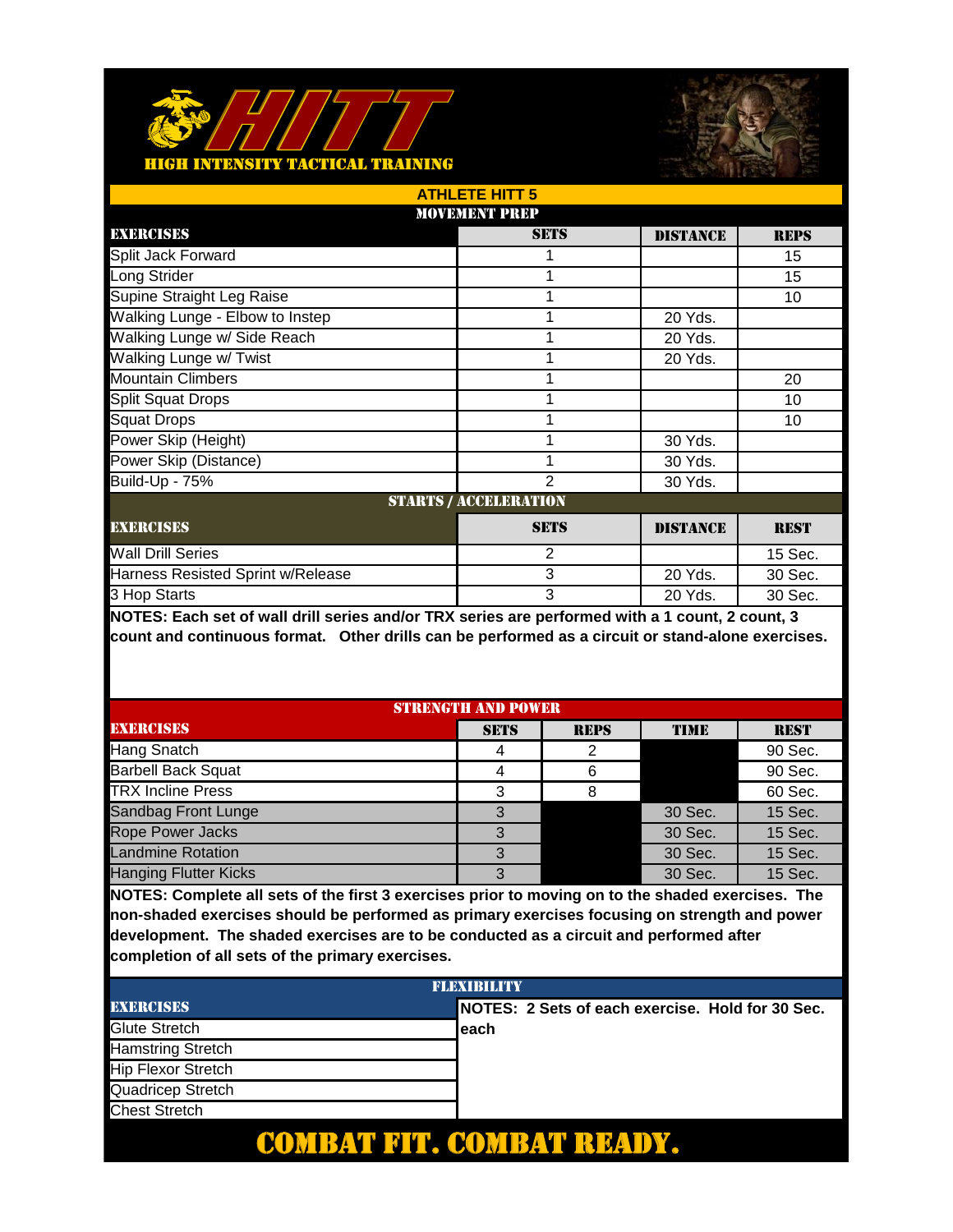# HITT

HIGH INTENSITY TACTICAL TRAINING

## ATHLETE HITT 5

### MOVEMENT PREP

| EXERCISES | SETS | DISTANCE | REPS |
|---|---|---|---|
| Split Jack Forward | 1 | | 15 |
| Long Strider | 1 | | 15 |
| Supine Straight Leg Raise | 1 | | 10 |
| Walking Lunge - Elbow to Instep | 1 | 20 Yds. | |
| Walking Lunge w/ Side Reach | 1 | 20 Yds. | |
| Walking Lunge w/ Twist | 1 | 20 Yds. | |
| Mountain Climbers | 1 | | 20 |
| Split Squat Drops | 1 | | 10 |
| Squat Drops | 1 | | 10 |
| Power Skip (Height) | 1 | 30 Yds. | |
| Power Skip (Distance) | 1 | 30 Yds. | |
| Build-Up - 75% | 2 | 30 Yds. | |

### STARTS / ACCELERATION

| EXERCISES | SETS | DISTANCE | REST |
|---|---|---|---|
| Wall Drill Series | 2 | | 15 Sec. |
| Harness Resisted Sprint w/Release | 3 | 20 Yds. | 30 Sec. |
| 3 Hop Starts | 3 | 20 Yds. | 30 Sec. |

**NOTES: Each set of wall drill series and/or TRX series are performed with a 1 count, 2 count, 3 count and continuous format. Other drills can be performed as a circuit or stand-alone exercises.**

### STRENGTH AND POWER

| EXERCISES | SETS | REPS | TIME | REST |
|---|---|---|---|---|
| Hang Snatch | 4 | 2 | | 90 Sec. |
| Barbell Back Squat | 4 | 6 | | 90 Sec. |
| TRX Incline Press | 3 | 8 | | 60 Sec. |
| Sandbag Front Lunge | 3 | | 30 Sec. | 15 Sec. |
| Rope Power Jacks | 3 | | 30 Sec. | 15 Sec. |
| Landmine Rotation | 3 | | 30 Sec. | 15 Sec. |
| Hanging Flutter Kicks | 3 | | 30 Sec. | 15 Sec. |

**NOTES: Complete all sets of the first 3 exercises prior to moving on to the shaded exercises. The non-shaded exercises should be performed as primary exercises focusing on strength and power development. The shaded exercises are to be conducted as a circuit and performed after completion of all sets of the primary exercises.**

### FLEXIBILITY

| EXERCISES | NOTES: 2 Sets of each exercise. Hold for 30 Sec. each |
|---|---|
| Glute Stretch | |
| Hamstring Stretch | |
| Hip Flexor Stretch | |
| Quadricep Stretch | |
| Chest Stretch | |

**COMBAT FIT. COMBAT READY.**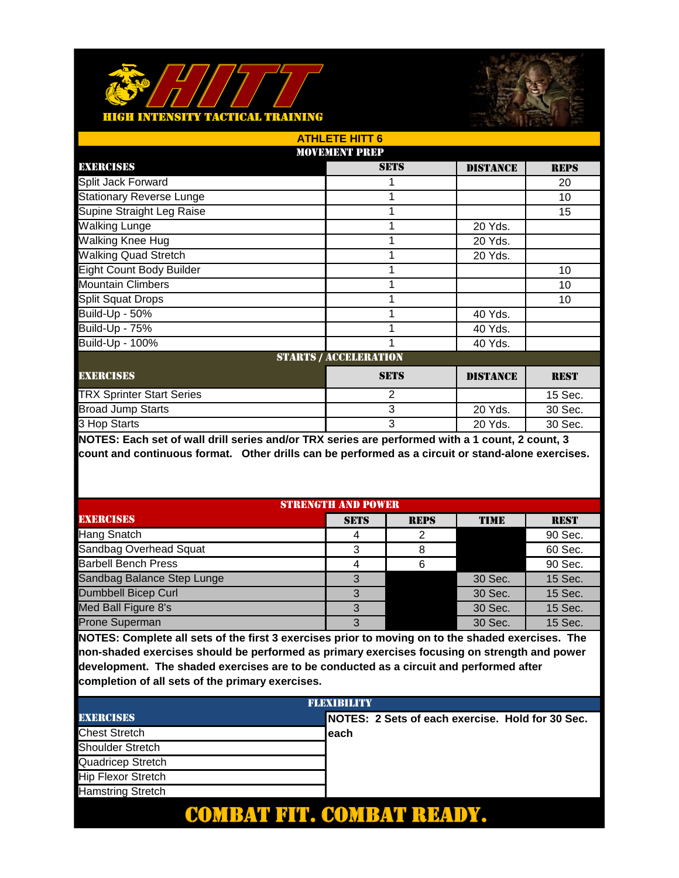# HITT

**HIGH INTENSITY TACTICAL TRAINING**

## ATHLETE HITT 6

### MOVEMENT PREP

| EXERCISES | SETS | DISTANCE | REPS |
|---|---|---|---|
| Split Jack Forward | 1 | | 20 |
| Stationary Reverse Lunge | 1 | | 10 |
| Supine Straight Leg Raise | 1 | | 15 |
| Walking Lunge | 1 | 20 Yds. | |
| Walking Knee Hug | 1 | 20 Yds. | |
| Walking Quad Stretch | 1 | 20 Yds. | |
| Eight Count Body Builder | 1 | | 10 |
| Mountain Climbers | 1 | | 10 |
| Split Squat Drops | 1 | | 10 |
| Build-Up - 50% | 1 | 40 Yds. | |
| Build-Up - 75% | 1 | 40 Yds. | |
| Build-Up - 100% | 1 | 40 Yds. | |

### STARTS / ACCELERATION

| EXERCISES | SETS | DISTANCE | REST |
|---|---|---|---|
| TRX Sprinter Start Series | 2 | | 15 Sec. |
| Broad Jump Starts | 3 | 20 Yds. | 30 Sec. |
| 3 Hop Starts | 3 | 20 Yds. | 30 Sec. |

**NOTES: Each set of wall drill series and/or TRX series are performed with a 1 count, 2 count, 3 count and continuous format. Other drills can be performed as a circuit or stand-alone exercises.**

### STRENGTH AND POWER

| EXERCISES | SETS | REPS | TIME | REST |
|---|---|---|---|---|
| Hang Snatch | 4 | 2 | | 90 Sec. |
| Sandbag Overhead Squat | 3 | 8 | | 60 Sec. |
| Barbell Bench Press | 4 | 6 | | 90 Sec. |
| Sandbag Balance Step Lunge | 3 | | 30 Sec. | 15 Sec. |
| Dumbbell Bicep Curl | 3 | | 30 Sec. | 15 Sec. |
| Med Ball Figure 8's | 3 | | 30 Sec. | 15 Sec. |
| Prone Superman | 3 | | 30 Sec. | 15 Sec. |

**NOTES: Complete all sets of the first 3 exercises prior to moving on to the shaded exercises. The non-shaded exercises should be performed as primary exercises focusing on strength and power development. The shaded exercises are to be conducted as a circuit and performed after completion of all sets of the primary exercises.**

### FLEXIBILITY

| EXERCISES | NOTES: 2 Sets of each exercise. Hold for 30 Sec. each |
|---|---|
| Chest Stretch | |
| Shoulder Stretch | |
| Quadricep Stretch | |
| Hip Flexor Stretch | |
| Hamstring Stretch | |

**COMBAT FIT. COMBAT READY.**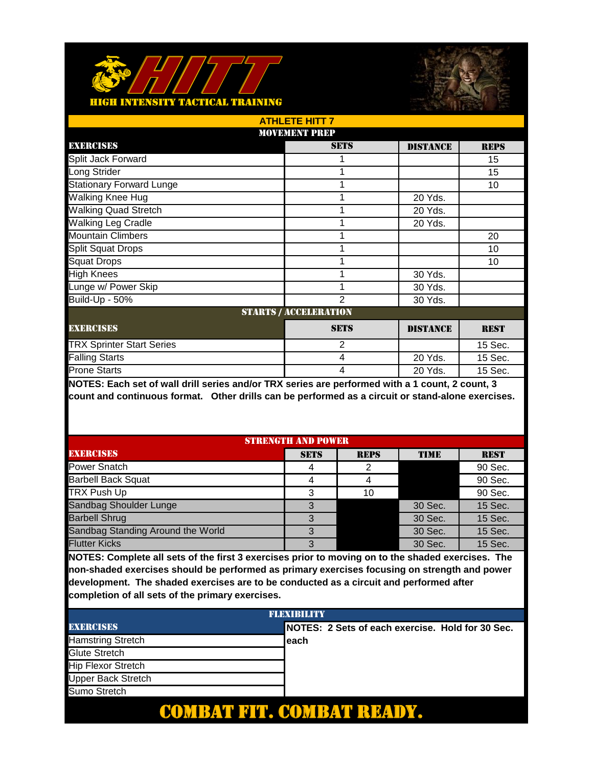# HITT

**HIGH INTENSITY TACTICAL TRAINING**

## ATHLETE HITT 7

### MOVEMENT PREP

| EXERCISES | SETS | DISTANCE | REPS |
|---|---|---|---|
| Split Jack Forward | 1 | | 15 |
| Long Strider | 1 | | 15 |
| Stationary Forward Lunge | 1 | | 10 |
| Walking Knee Hug | 1 | 20 Yds. | |
| Walking Quad Stretch | 1 | 20 Yds. | |
| Walking Leg Cradle | 1 | 20 Yds. | |
| Mountain Climbers | 1 | | 20 |
| Split Squat Drops | 1 | | 10 |
| Squat Drops | 1 | | 10 |
| High Knees | 1 | 30 Yds. | |
| Lunge w/ Power Skip | 1 | 30 Yds. | |
| Build-Up - 50% | 2 | 30 Yds. | |

### STARTS / ACCELERATION

| EXERCISES | SETS | DISTANCE | REST |
|---|---|---|---|
| TRX Sprinter Start Series | 2 | | 15 Sec. |
| Falling Starts | 4 | 20 Yds. | 15 Sec. |
| Prone Starts | 4 | 20 Yds. | 15 Sec. |

**NOTES: Each set of wall drill series and/or TRX series are performed with a 1 count, 2 count, 3 count and continuous format. Other drills can be performed as a circuit or stand-alone exercises.**

### STRENGTH AND POWER

| EXERCISES | SETS | REPS | TIME | REST |
|---|---|---|---|---|
| Power Snatch | 4 | 2 | | 90 Sec. |
| Barbell Back Squat | 4 | 4 | | 90 Sec. |
| TRX Push Up | 3 | 10 | | 90 Sec. |
| Sandbag Shoulder Lunge | 3 | | 30 Sec. | 15 Sec. |
| Barbell Shrug | 3 | | 30 Sec. | 15 Sec. |
| Sandbag Standing Around the World | 3 | | 30 Sec. | 15 Sec. |
| Flutter Kicks | 3 | | 30 Sec. | 15 Sec. |

**NOTES: Complete all sets of the first 3 exercises prior to moving on to the shaded exercises. The non-shaded exercises should be performed as primary exercises focusing on strength and power development. The shaded exercises are to be conducted as a circuit and performed after completion of all sets of the primary exercises.**

### FLEXIBILITY

| EXERCISES | NOTES: 2 Sets of each exercise. Hold for 30 Sec. each |
|---|---|
| Hamstring Stretch | |
| Glute Stretch | |
| Hip Flexor Stretch | |
| Upper Back Stretch | |
| Sumo Stretch | |

**COMBAT FIT. COMBAT READY.**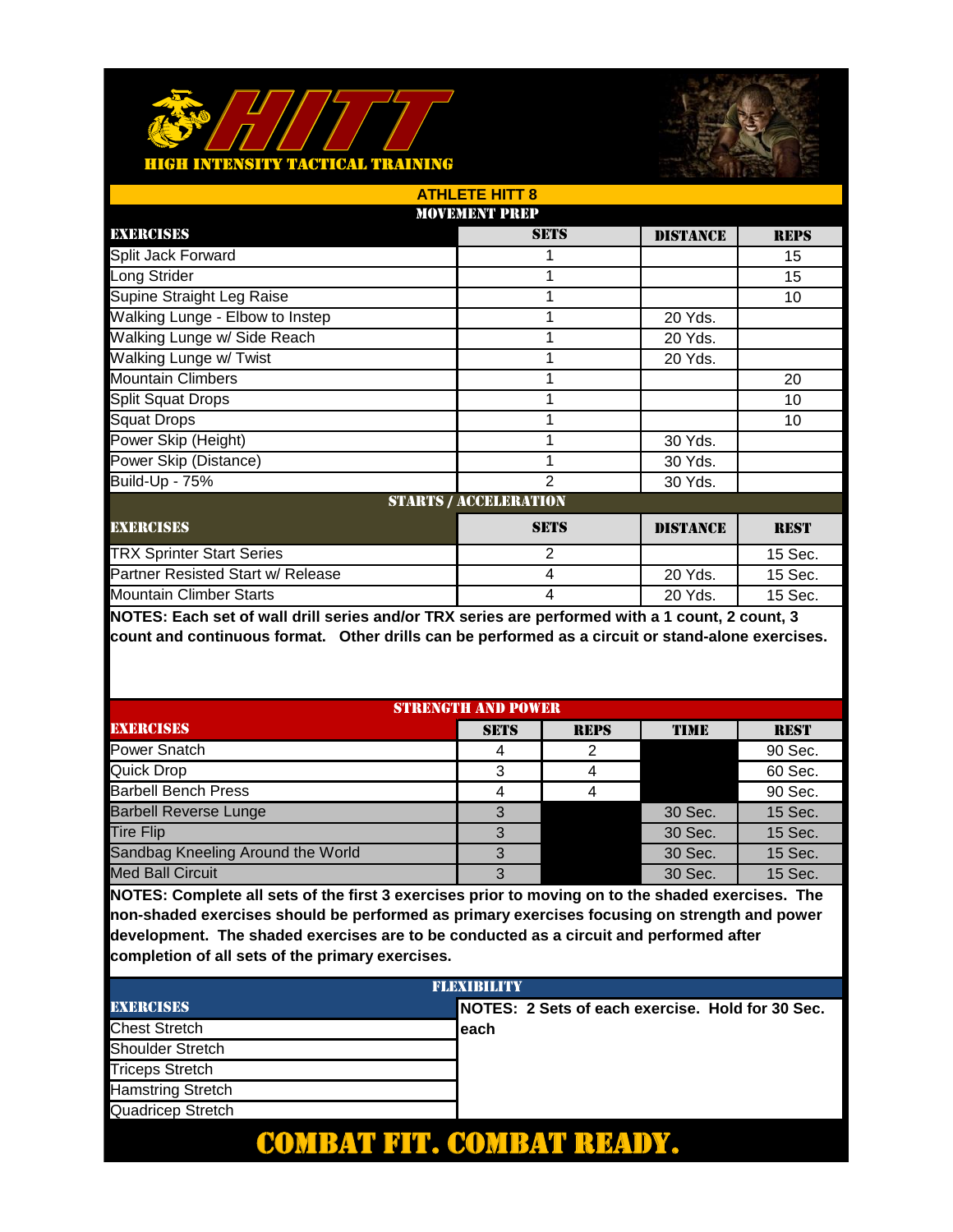# HITT

HIGH INTENSITY TACTICAL TRAINING

## ATHLETE HITT 8

### MOVEMENT PREP

| EXERCISES | SETS | DISTANCE | REPS |
|---|---|---|---|
| Split Jack Forward | 1 | | 15 |
| Long Strider | 1 | | 15 |
| Supine Straight Leg Raise | 1 | | 10 |
| Walking Lunge - Elbow to Instep | 1 | 20 Yds. | |
| Walking Lunge w/ Side Reach | 1 | 20 Yds. | |
| Walking Lunge w/ Twist | 1 | 20 Yds. | |
| Mountain Climbers | 1 | | 20 |
| Split Squat Drops | 1 | | 10 |
| Squat Drops | 1 | | 10 |
| Power Skip (Height) | 1 | 30 Yds. | |
| Power Skip (Distance) | 1 | 30 Yds. | |
| Build-Up - 75% | 2 | 30 Yds. | |

### STARTS / ACCELERATION

| EXERCISES | SETS | DISTANCE | REST |
|---|---|---|---|
| TRX Sprinter Start Series | 2 | | 15 Sec. |
| Partner Resisted Start w/ Release | 4 | 20 Yds. | 15 Sec. |
| Mountain Climber Starts | 4 | 20 Yds. | 15 Sec. |

**NOTES: Each set of wall drill series and/or TRX series are performed with a 1 count, 2 count, 3 count and continuous format. Other drills can be performed as a circuit or stand-alone exercises.**

### STRENGTH AND POWER

| EXERCISES | SETS | REPS | TIME | REST |
|---|---|---|---|---|
| Power Snatch | 4 | 2 | | 90 Sec. |
| Quick Drop | 3 | 4 | | 60 Sec. |
| Barbell Bench Press | 4 | 4 | | 90 Sec. |
| Barbell Reverse Lunge | 3 | | 30 Sec. | 15 Sec. |
| Tire Flip | 3 | | 30 Sec. | 15 Sec. |
| Sandbag Kneeling Around the World | 3 | | 30 Sec. | 15 Sec. |
| Med Ball Circuit | 3 | | 30 Sec. | 15 Sec. |

**NOTES: Complete all sets of the first 3 exercises prior to moving on to the shaded exercises. The non-shaded exercises should be performed as primary exercises focusing on strength and power development. The shaded exercises are to be conducted as a circuit and performed after completion of all sets of the primary exercises.**

### FLEXIBILITY

| EXERCISES | NOTES: 2 Sets of each exercise. Hold for 30 Sec. each |
|---|---|
| Chest Stretch | |
| Shoulder Stretch | |
| Triceps Stretch | |
| Hamstring Stretch | |
| Quadricep Stretch | |

**COMBAT FIT. COMBAT READY.**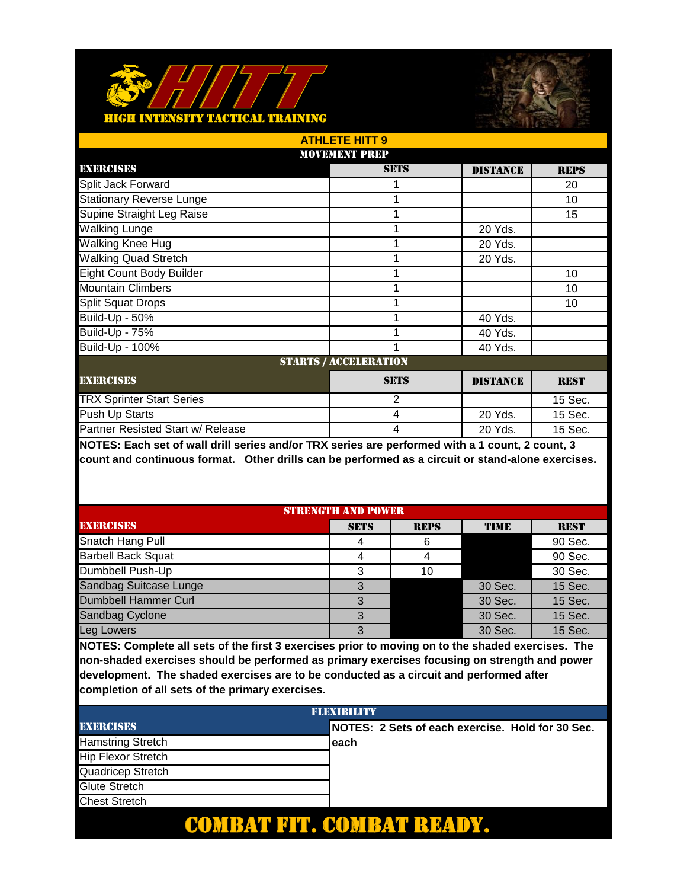# HITT

HIGH INTENSITY TACTICAL TRAINING

## ATHLETE HITT 9

### MOVEMENT PREP

| EXERCISES | SETS | DISTANCE | REPS |
|---|---|---|---|
| Split Jack Forward | 1 | | 20 |
| Stationary Reverse Lunge | 1 | | 10 |
| Supine Straight Leg Raise | 1 | | 15 |
| Walking Lunge | 1 | 20 Yds. | |
| Walking Knee Hug | 1 | 20 Yds. | |
| Walking Quad Stretch | 1 | 20 Yds. | |
| Eight Count Body Builder | 1 | | 10 |
| Mountain Climbers | 1 | | 10 |
| Split Squat Drops | 1 | | 10 |
| Build-Up - 50% | 1 | 40 Yds. | |
| Build-Up - 75% | 1 | 40 Yds. | |
| Build-Up - 100% | 1 | 40 Yds. | |

### STARTS / ACCELERATION

| EXERCISES | SETS | DISTANCE | REST |
|---|---|---|---|
| TRX Sprinter Start Series | 2 | | 15 Sec. |
| Push Up Starts | 4 | 20 Yds. | 15 Sec. |
| Partner Resisted Start w/ Release | 4 | 20 Yds. | 15 Sec. |

**NOTES: Each set of wall drill series and/or TRX series are performed with a 1 count, 2 count, 3 count and continuous format. Other drills can be performed as a circuit or stand-alone exercises.**

### STRENGTH AND POWER

| EXERCISES | SETS | REPS | TIME | REST |
|---|---|---|---|---|
| Snatch Hang Pull | 4 | 6 | | 90 Sec. |
| Barbell Back Squat | 4 | 4 | | 90 Sec. |
| Dumbbell Push-Up | 3 | 10 | | 30 Sec. |
| Sandbag Suitcase Lunge | 3 | | 30 Sec. | 15 Sec. |
| Dumbbell Hammer Curl | 3 | | 30 Sec. | 15 Sec. |
| Sandbag Cyclone | 3 | | 30 Sec. | 15 Sec. |
| Leg Lowers | 3 | | 30 Sec. | 15 Sec. |

**NOTES: Complete all sets of the first 3 exercises prior to moving on to the shaded exercises. The non-shaded exercises should be performed as primary exercises focusing on strength and power development. The shaded exercises are to be conducted as a circuit and performed after completion of all sets of the primary exercises.**

### FLEXIBILITY

| EXERCISES | NOTES: 2 Sets of each exercise. Hold for 30 Sec. each |
|---|---|
| Hamstring Stretch | |
| Hip Flexor Stretch | |
| Quadricep Stretch | |
| Glute Stretch | |
| Chest Stretch | |

**COMBAT FIT. COMBAT READY.**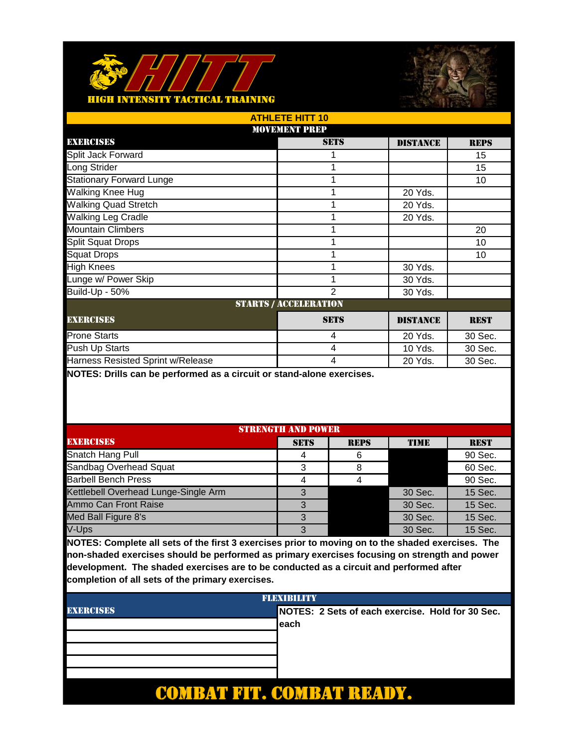# HITT

**HIGH INTENSITY TACTICAL TRAINING**

## ATHLETE HITT 10

### MOVEMENT PREP

| EXERCISES | SETS | DISTANCE | REPS |
|---|---|---|---|
| Split Jack Forward | 1 | | 15 |
| Long Strider | 1 | | 15 |
| Stationary Forward Lunge | 1 | | 10 |
| Walking Knee Hug | 1 | 20 Yds. | |
| Walking Quad Stretch | 1 | 20 Yds. | |
| Walking Leg Cradle | 1 | 20 Yds. | |
| Mountain Climbers | 1 | | 20 |
| Split Squat Drops | 1 | | 10 |
| Squat Drops | 1 | | 10 |
| High Knees | 1 | 30 Yds. | |
| Lunge w/ Power Skip | 1 | 30 Yds. | |
| Build-Up - 50% | 2 | 30 Yds. | |

### STARTS / ACCELERATION

| EXERCISES | SETS | DISTANCE | REST |
|---|---|---|---|
| Prone Starts | 4 | 20 Yds. | 30 Sec. |
| Push Up Starts | 4 | 10 Yds. | 30 Sec. |
| Harness Resisted Sprint w/Release | 4 | 20 Yds. | 30 Sec. |

**NOTES: Drills can be performed as a circuit or stand-alone exercises.**

### STRENGTH AND POWER

| EXERCISES | SETS | REPS | TIME | REST |
|---|---|---|---|---|
| Snatch Hang Pull | 4 | 6 | | 90 Sec. |
| Sandbag Overhead Squat | 3 | 8 | | 60 Sec. |
| Barbell Bench Press | 4 | 4 | | 90 Sec. |
| Kettlebell Overhead Lunge-Single Arm | 3 | | 30 Sec. | 15 Sec. |
| Ammo Can Front Raise | 3 | | 30 Sec. | 15 Sec. |
| Med Ball Figure 8's | 3 | | 30 Sec. | 15 Sec. |
| V-Ups | 3 | | 30 Sec. | 15 Sec. |

**NOTES: Complete all sets of the first 3 exercises prior to moving on to the shaded exercises. The non-shaded exercises should be performed as primary exercises focusing on strength and power development. The shaded exercises are to be conducted as a circuit and performed after completion of all sets of the primary exercises.**

### FLEXIBILITY

| EXERCISES | NOTES: 2 Sets of each exercise. Hold for 30 Sec. each |
|---|---|
| | |
| | |
| | |
| | |
| | |

**COMBAT FIT. COMBAT READY.**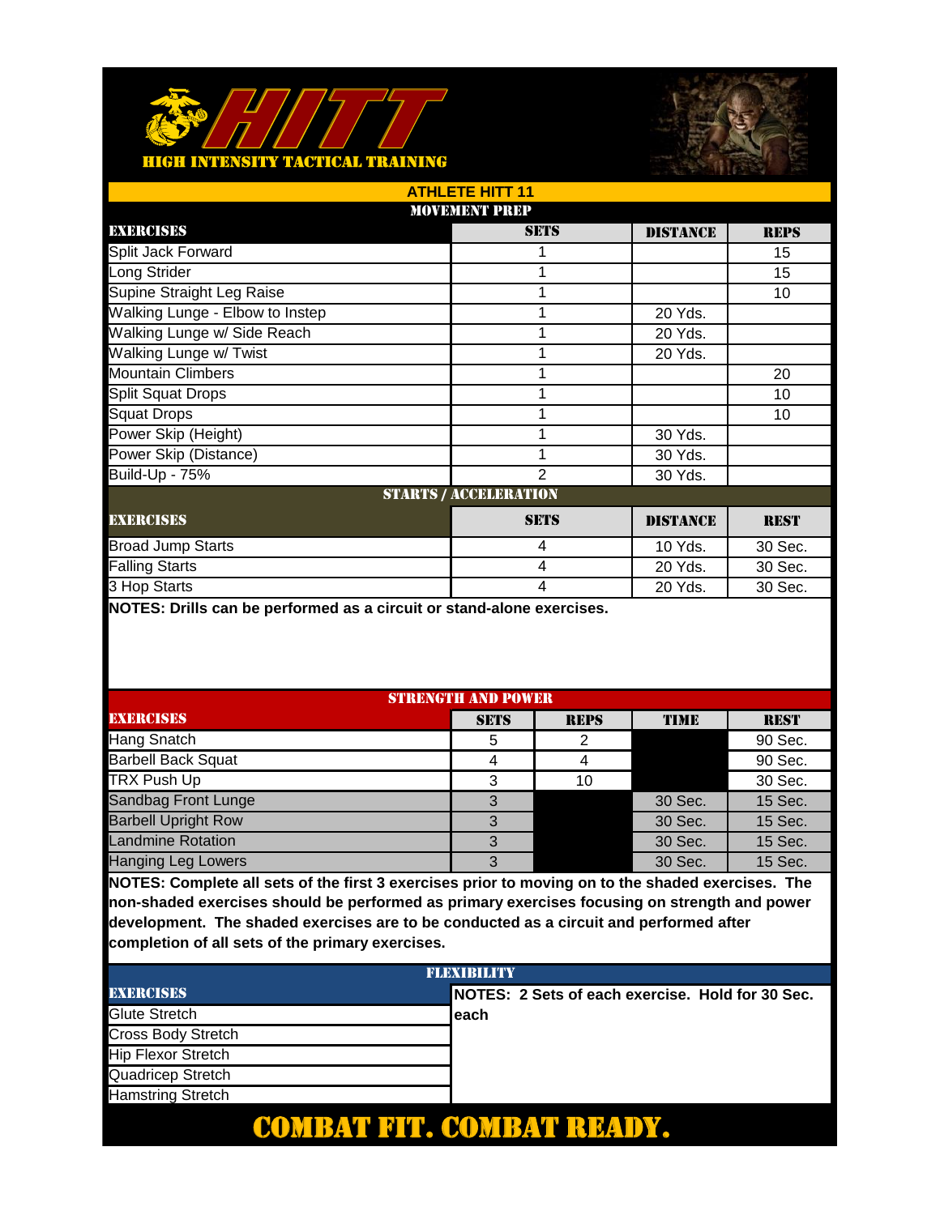# HITT
### HIGH INTENSITY TACTICAL TRAINING

## ATHLETE HITT 11

### MOVEMENT PREP

| EXERCISES | SETS | DISTANCE | REPS |
|---|---|---|---|
| Split Jack Forward | 1 | | 15 |
| Long Strider | 1 | | 15 |
| Supine Straight Leg Raise | 1 | | 10 |
| Walking Lunge - Elbow to Instep | 1 | 20 Yds. | |
| Walking Lunge w/ Side Reach | 1 | 20 Yds. | |
| Walking Lunge w/ Twist | 1 | 20 Yds. | |
| Mountain Climbers | 1 | | 20 |
| Split Squat Drops | 1 | | 10 |
| Squat Drops | 1 | | 10 |
| Power Skip (Height) | 1 | 30 Yds. | |
| Power Skip (Distance) | 1 | 30 Yds. | |
| Build-Up - 75% | 2 | 30 Yds. | |

### STARTS / ACCELERATION

| EXERCISES | SETS | DISTANCE | REST |
|---|---|---|---|
| Broad Jump Starts | 4 | 10 Yds. | 30 Sec. |
| Falling Starts | 4 | 20 Yds. | 30 Sec. |
| 3 Hop Starts | 4 | 20 Yds. | 30 Sec. |

**NOTES: Drills can be performed as a circuit or stand-alone exercises.**

### STRENGTH AND POWER

| EXERCISES | SETS | REPS | TIME | REST |
|---|---|---|---|---|
| Hang Snatch | 5 | 2 | | 90 Sec. |
| Barbell Back Squat | 4 | 4 | | 90 Sec. |
| TRX Push Up | 3 | 10 | | 30 Sec. |
| Sandbag Front Lunge | 3 | | 30 Sec. | 15 Sec. |
| Barbell Upright Row | 3 | | 30 Sec. | 15 Sec. |
| Landmine Rotation | 3 | | 30 Sec. | 15 Sec. |
| Hanging Leg Lowers | 3 | | 30 Sec. | 15 Sec. |

**NOTES: Complete all sets of the first 3 exercises prior to moving on to the shaded exercises. The non-shaded exercises should be performed as primary exercises focusing on strength and power development. The shaded exercises are to be conducted as a circuit and performed after completion of all sets of the primary exercises.**

### FLEXIBILITY

| EXERCISES | NOTES: 2 Sets of each exercise. Hold for 30 Sec. each |
|---|---|
| Glute Stretch | |
| Cross Body Stretch | |
| Hip Flexor Stretch | |
| Quadricep Stretch | |
| Hamstring Stretch | |

**COMBAT FIT. COMBAT READY.**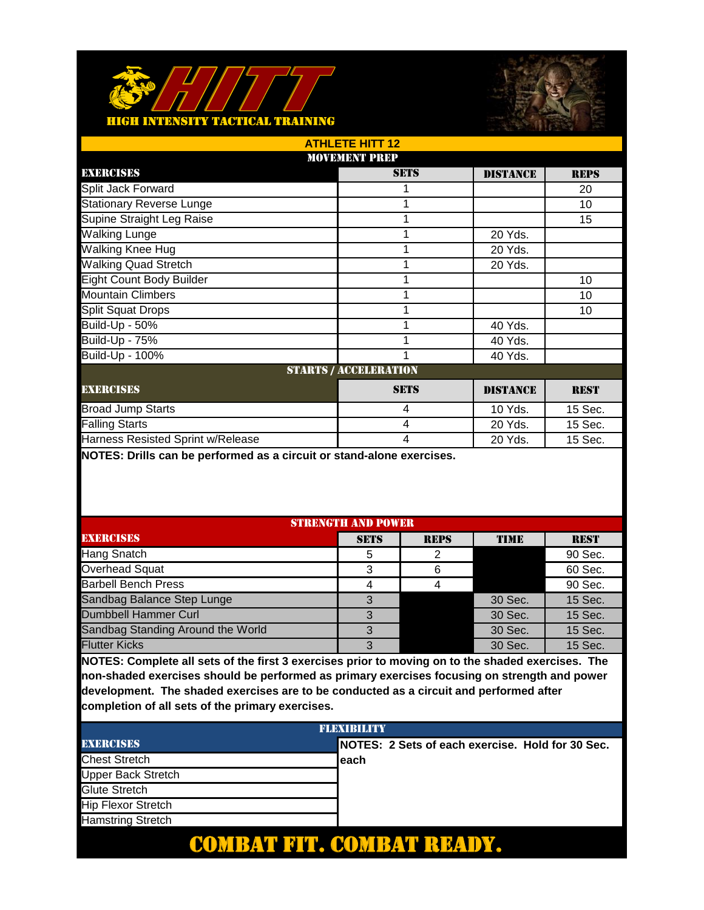# HITT

HIGH INTENSITY TACTICAL TRAINING

## ATHLETE HITT 12

### MOVEMENT PREP

| EXERCISES | SETS | DISTANCE | REPS |
|---|---|---|---|
| Split Jack Forward | 1 | | 20 |
| Stationary Reverse Lunge | 1 | | 10 |
| Supine Straight Leg Raise | 1 | | 15 |
| Walking Lunge | 1 | 20 Yds. | |
| Walking Knee Hug | 1 | 20 Yds. | |
| Walking Quad Stretch | 1 | 20 Yds. | |
| Eight Count Body Builder | 1 | | 10 |
| Mountain Climbers | 1 | | 10 |
| Split Squat Drops | 1 | | 10 |
| Build-Up - 50% | 1 | 40 Yds. | |
| Build-Up - 75% | 1 | 40 Yds. | |
| Build-Up - 100% | 1 | 40 Yds. | |

### STARTS / ACCELERATION

| EXERCISES | SETS | DISTANCE | REST |
|---|---|---|---|
| Broad Jump Starts | 4 | 10 Yds. | 15 Sec. |
| Falling Starts | 4 | 20 Yds. | 15 Sec. |
| Harness Resisted Sprint w/Release | 4 | 20 Yds. | 15 Sec. |

**NOTES: Drills can be performed as a circuit or stand-alone exercises.**

### STRENGTH AND POWER

| EXERCISES | SETS | REPS | TIME | REST |
|---|---|---|---|---|
| Hang Snatch | 5 | 2 | | 90 Sec. |
| Overhead Squat | 3 | 6 | | 60 Sec. |
| Barbell Bench Press | 4 | 4 | | 90 Sec. |
| Sandbag Balance Step Lunge | 3 | | 30 Sec. | 15 Sec. |
| Dumbbell Hammer Curl | 3 | | 30 Sec. | 15 Sec. |
| Sandbag Standing Around the World | 3 | | 30 Sec. | 15 Sec. |
| Flutter Kicks | 3 | | 30 Sec. | 15 Sec. |

**NOTES: Complete all sets of the first 3 exercises prior to moving on to the shaded exercises. The non-shaded exercises should be performed as primary exercises focusing on strength and power development. The shaded exercises are to be conducted as a circuit and performed after completion of all sets of the primary exercises.**

### FLEXIBILITY

| EXERCISES | NOTES: 2 Sets of each exercise. Hold for 30 Sec. each |
|---|---|
| Chest Stretch | |
| Upper Back Stretch | |
| Glute Stretch | |
| Hip Flexor Stretch | |
| Hamstring Stretch | |

**COMBAT FIT. COMBAT READY.**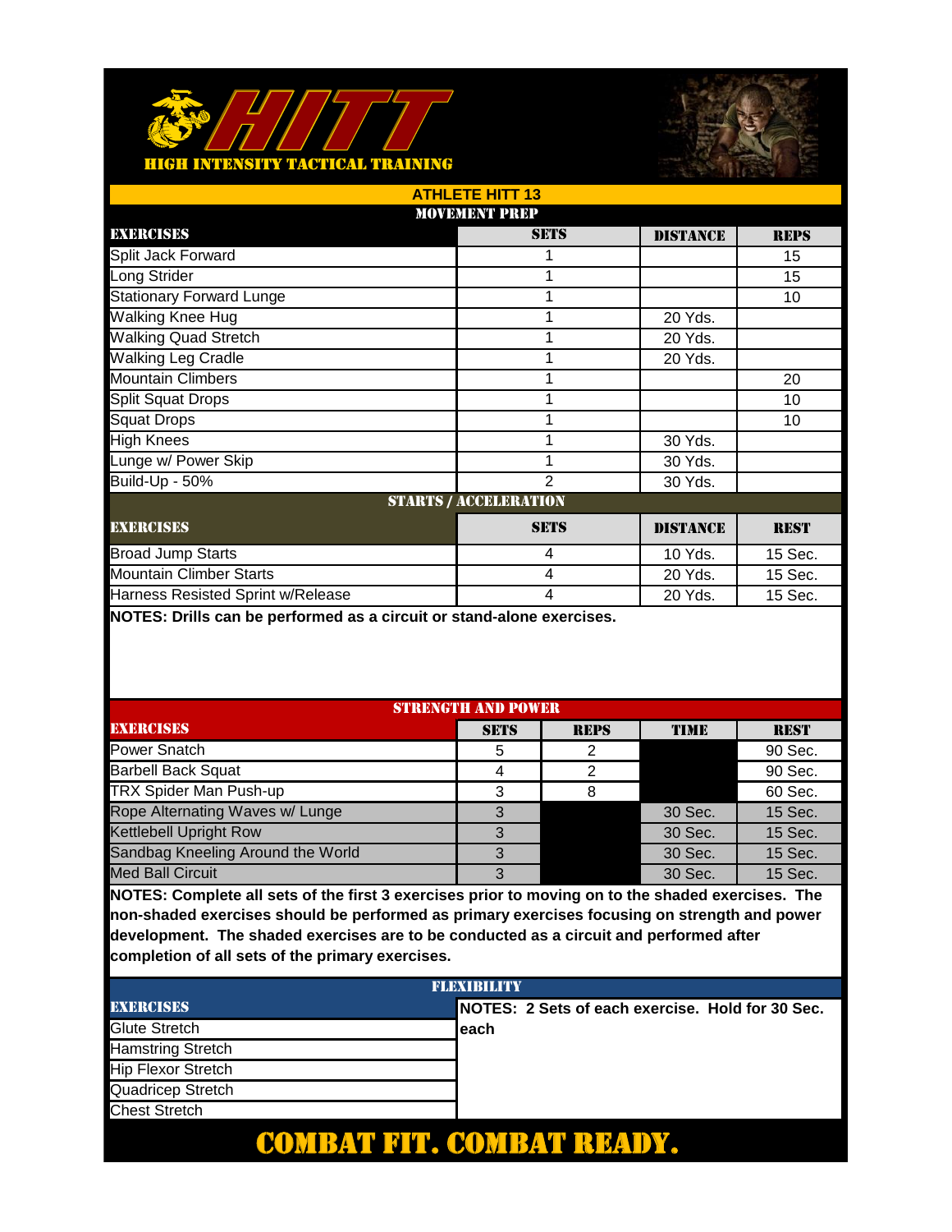# HITT

HIGH INTENSITY TACTICAL TRAINING

## ATHLETE HITT 13

### MOVEMENT PREP

| EXERCISES | SETS | DISTANCE | REPS |
|---|---|---|---|
| Split Jack Forward | 1 | | 15 |
| Long Strider | 1 | | 15 |
| Stationary Forward Lunge | 1 | | 10 |
| Walking Knee Hug | 1 | 20 Yds. | |
| Walking Quad Stretch | 1 | 20 Yds. | |
| Walking Leg Cradle | 1 | 20 Yds. | |
| Mountain Climbers | 1 | | 20 |
| Split Squat Drops | 1 | | 10 |
| Squat Drops | 1 | | 10 |
| High Knees | 1 | 30 Yds. | |
| Lunge w/ Power Skip | 1 | 30 Yds. | |
| Build-Up - 50% | 2 | 30 Yds. | |

### STARTS / ACCELERATION

| EXERCISES | SETS | DISTANCE | REST |
|---|---|---|---|
| Broad Jump Starts | 4 | 10 Yds. | 15 Sec. |
| Mountain Climber Starts | 4 | 20 Yds. | 15 Sec. |
| Harness Resisted Sprint w/Release | 4 | 20 Yds. | 15 Sec. |

**NOTES: Drills can be performed as a circuit or stand-alone exercises.**

### STRENGTH AND POWER

| EXERCISES | SETS | REPS | TIME | REST |
|---|---|---|---|---|
| Power Snatch | 5 | 2 | | 90 Sec. |
| Barbell Back Squat | 4 | 2 | | 90 Sec. |
| TRX Spider Man Push-up | 3 | 8 | | 60 Sec. |
| Rope Alternating Waves w/ Lunge | 3 | | 30 Sec. | 15 Sec. |
| Kettlebell Upright Row | 3 | | 30 Sec. | 15 Sec. |
| Sandbag Kneeling Around the World | 3 | | 30 Sec. | 15 Sec. |
| Med Ball Circuit | 3 | | 30 Sec. | 15 Sec. |

**NOTES: Complete all sets of the first 3 exercises prior to moving on to the shaded exercises. The non-shaded exercises should be performed as primary exercises focusing on strength and power development. The shaded exercises are to be conducted as a circuit and performed after completion of all sets of the primary exercises.**

### FLEXIBILITY

| EXERCISES | NOTES: 2 Sets of each exercise. Hold for 30 Sec. each |
|---|---|
| Glute Stretch | |
| Hamstring Stretch | |
| Hip Flexor Stretch | |
| Quadricep Stretch | |
| Chest Stretch | |

**COMBAT FIT. COMBAT READY.**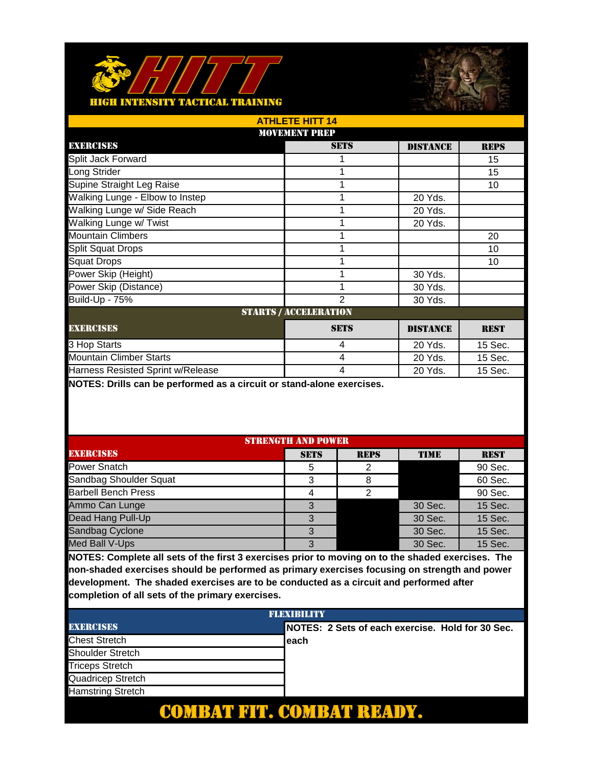# HITT

HIGH INTENSITY TACTICAL TRAINING

## ATHLETE HITT 14

### MOVEMENT PREP

| EXERCISES | SETS | DISTANCE | REPS |
|---|---|---|---|
| Split Jack Forward | 1 | | 15 |
| Long Strider | 1 | | 15 |
| Supine Straight Leg Raise | 1 | | 10 |
| Walking Lunge - Elbow to Instep | 1 | 20 Yds. | |
| Walking Lunge w/ Side Reach | 1 | 20 Yds. | |
| Walking Lunge w/ Twist | 1 | 20 Yds. | |
| Mountain Climbers | 1 | | 20 |
| Split Squat Drops | 1 | | 10 |
| Squat Drops | 1 | | 10 |
| Power Skip (Height) | 1 | 30 Yds. | |
| Power Skip (Distance) | 1 | 30 Yds. | |
| Build-Up - 75% | 2 | 30 Yds. | |

### STARTS / ACCELERATION

| EXERCISES | SETS | DISTANCE | REST |
|---|---|---|---|
| 3 Hop Starts | 4 | 20 Yds. | 15 Sec. |
| Mountain Climber Starts | 4 | 20 Yds. | 15 Sec. |
| Harness Resisted Sprint w/Release | 4 | 20 Yds. | 15 Sec. |

**NOTES: Drills can be performed as a circuit or stand-alone exercises.**

### STRENGTH AND POWER

| EXERCISES | SETS | REPS | TIME | REST |
|---|---|---|---|---|
| Power Snatch | 5 | 2 | | 90 Sec. |
| Sandbag Shoulder Squat | 3 | 8 | | 60 Sec. |
| Barbell Bench Press | 4 | 2 | | 90 Sec. |
| Ammo Can Lunge | 3 | | 30 Sec. | 15 Sec. |
| Dead Hang Pull-Up | 3 | | 30 Sec. | 15 Sec. |
| Sandbag Cyclone | 3 | | 30 Sec. | 15 Sec. |
| Med Ball V-Ups | 3 | | 30 Sec. | 15 Sec. |

**NOTES: Complete all sets of the first 3 exercises prior to moving on to the shaded exercises. The non-shaded exercises should be performed as primary exercises focusing on strength and power development. The shaded exercises are to be conducted as a circuit and performed after completion of all sets of the primary exercises.**

### FLEXIBILITY

| EXERCISES |
|---|
| Chest Stretch |
| Shoulder Stretch |
| Triceps Stretch |
| Quadricep Stretch |
| Hamstring Stretch |

**NOTES: 2 Sets of each exercise. Hold for 30 Sec. each**

**COMBAT FIT. COMBAT READY.**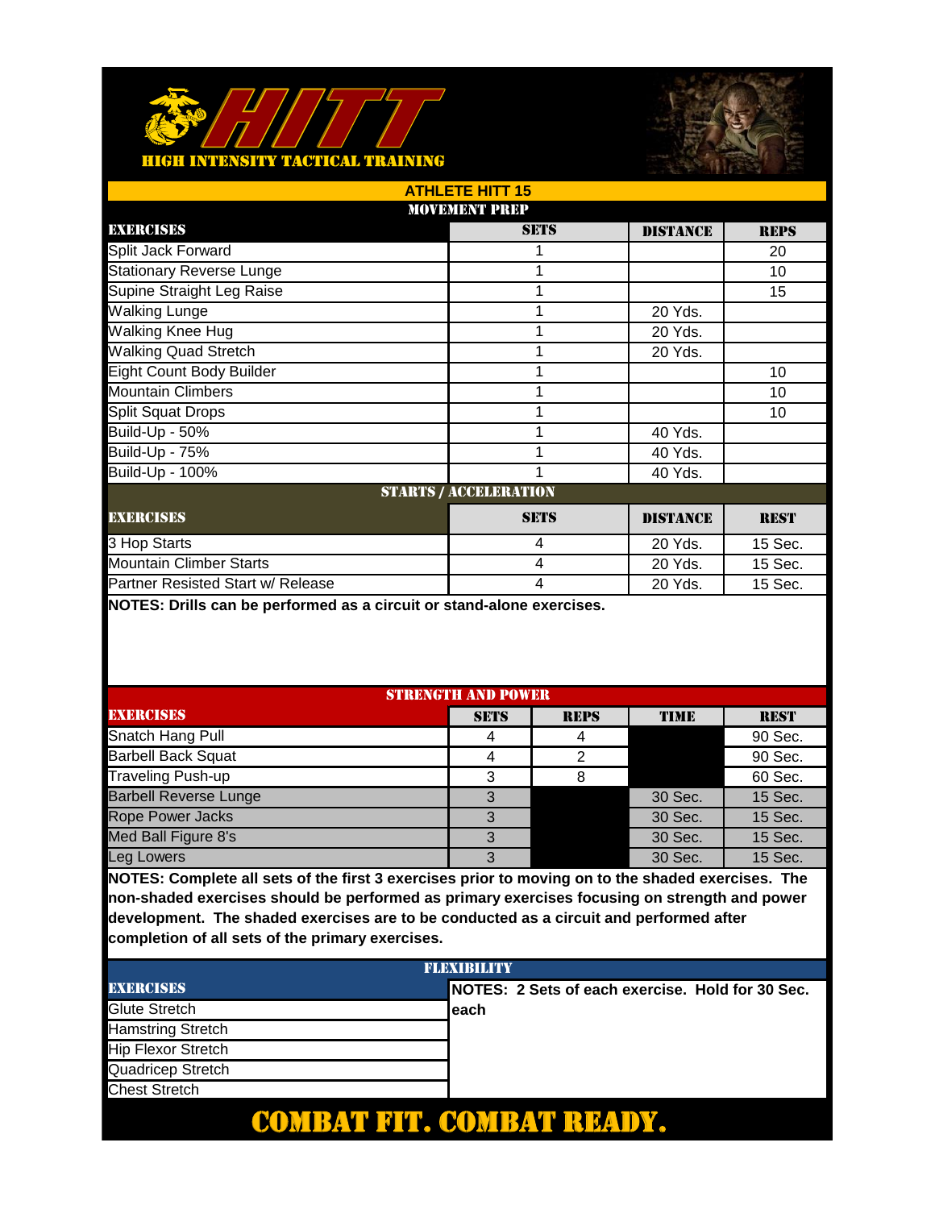# HITT

HIGH INTENSITY TACTICAL TRAINING

## ATHLETE HITT 15

### MOVEMENT PREP

| EXERCISES | SETS | DISTANCE | REPS |
|---|---|---|---|
| Split Jack Forward | 1 | | 20 |
| Stationary Reverse Lunge | 1 | | 10 |
| Supine Straight Leg Raise | 1 | | 15 |
| Walking Lunge | 1 | 20 Yds. | |
| Walking Knee Hug | 1 | 20 Yds. | |
| Walking Quad Stretch | 1 | 20 Yds. | |
| Eight Count Body Builder | 1 | | 10 |
| Mountain Climbers | 1 | | 10 |
| Split Squat Drops | 1 | | 10 |
| Build-Up - 50% | 1 | 40 Yds. | |
| Build-Up - 75% | 1 | 40 Yds. | |
| Build-Up - 100% | 1 | 40 Yds. | |

### STARTS / ACCELERATION

| EXERCISES | SETS | DISTANCE | REST |
|---|---|---|---|
| 3 Hop Starts | 4 | 20 Yds. | 15 Sec. |
| Mountain Climber Starts | 4 | 20 Yds. | 15 Sec. |
| Partner Resisted Start w/ Release | 4 | 20 Yds. | 15 Sec. |

**NOTES: Drills can be performed as a circuit or stand-alone exercises.**

### STRENGTH AND POWER

| EXERCISES | SETS | REPS | TIME | REST |
|---|---|---|---|---|
| Snatch Hang Pull | 4 | 4 | | 90 Sec. |
| Barbell Back Squat | 4 | 2 | | 90 Sec. |
| Traveling Push-up | 3 | 8 | | 60 Sec. |
| Barbell Reverse Lunge | 3 | | 30 Sec. | 15 Sec. |
| Rope Power Jacks | 3 | | 30 Sec. | 15 Sec. |
| Med Ball Figure 8's | 3 | | 30 Sec. | 15 Sec. |
| Leg Lowers | 3 | | 30 Sec. | 15 Sec. |

**NOTES: Complete all sets of the first 3 exercises prior to moving on to the shaded exercises. The non-shaded exercises should be performed as primary exercises focusing on strength and power development. The shaded exercises are to be conducted as a circuit and performed after completion of all sets of the primary exercises.**

### FLEXIBILITY

| EXERCISES | NOTES: 2 Sets of each exercise. Hold for 30 Sec. each |
|---|---|
| Glute Stretch | |
| Hamstring Stretch | |
| Hip Flexor Stretch | |
| Quadricep Stretch | |
| Chest Stretch | |

**COMBAT FIT. COMBAT READY.**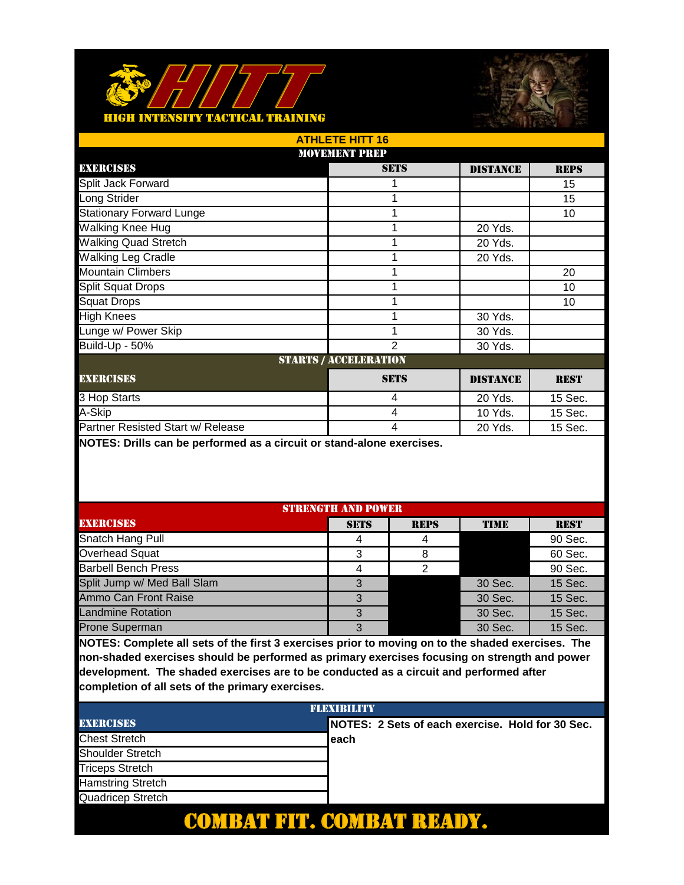# HITT

HIGH INTENSITY TACTICAL TRAINING

## ATHLETE HITT 16

### MOVEMENT PREP

| EXERCISES | SETS | DISTANCE | REPS |
|---|---|---|---|
| Split Jack Forward | 1 | | 15 |
| Long Strider | 1 | | 15 |
| Stationary Forward Lunge | 1 | | 10 |
| Walking Knee Hug | 1 | 20 Yds. | |
| Walking Quad Stretch | 1 | 20 Yds. | |
| Walking Leg Cradle | 1 | 20 Yds. | |
| Mountain Climbers | 1 | | 20 |
| Split Squat Drops | 1 | | 10 |
| Squat Drops | 1 | | 10 |
| High Knees | 1 | 30 Yds. | |
| Lunge w/ Power Skip | 1 | 30 Yds. | |
| Build-Up - 50% | 2 | 30 Yds. | |

### STARTS / ACCELERATION

| EXERCISES | SETS | DISTANCE | REST |
|---|---|---|---|
| 3 Hop Starts | 4 | 20 Yds. | 15 Sec. |
| A-Skip | 4 | 10 Yds. | 15 Sec. |
| Partner Resisted Start w/ Release | 4 | 20 Yds. | 15 Sec. |

**NOTES: Drills can be performed as a circuit or stand-alone exercises.**

### STRENGTH AND POWER

| EXERCISES | SETS | REPS | TIME | REST |
|---|---|---|---|---|
| Snatch Hang Pull | 4 | 4 | | 90 Sec. |
| Overhead Squat | 3 | 8 | | 60 Sec. |
| Barbell Bench Press | 4 | 2 | | 90 Sec. |
| Split Jump w/ Med Ball Slam | 3 | | 30 Sec. | 15 Sec. |
| Ammo Can Front Raise | 3 | | 30 Sec. | 15 Sec. |
| Landmine Rotation | 3 | | 30 Sec. | 15 Sec. |
| Prone Superman | 3 | | 30 Sec. | 15 Sec. |

**NOTES: Complete all sets of the first 3 exercises prior to moving on to the shaded exercises. The non-shaded exercises should be performed as primary exercises focusing on strength and power development. The shaded exercises are to be conducted as a circuit and performed after completion of all sets of the primary exercises.**

### FLEXIBILITY

| EXERCISES |
|---|
| Chest Stretch |
| Shoulder Stretch |
| Triceps Stretch |
| Hamstring Stretch |
| Quadricep Stretch |

**NOTES: 2 Sets of each exercise. Hold for 30 Sec. each**

**COMBAT FIT. COMBAT READY.**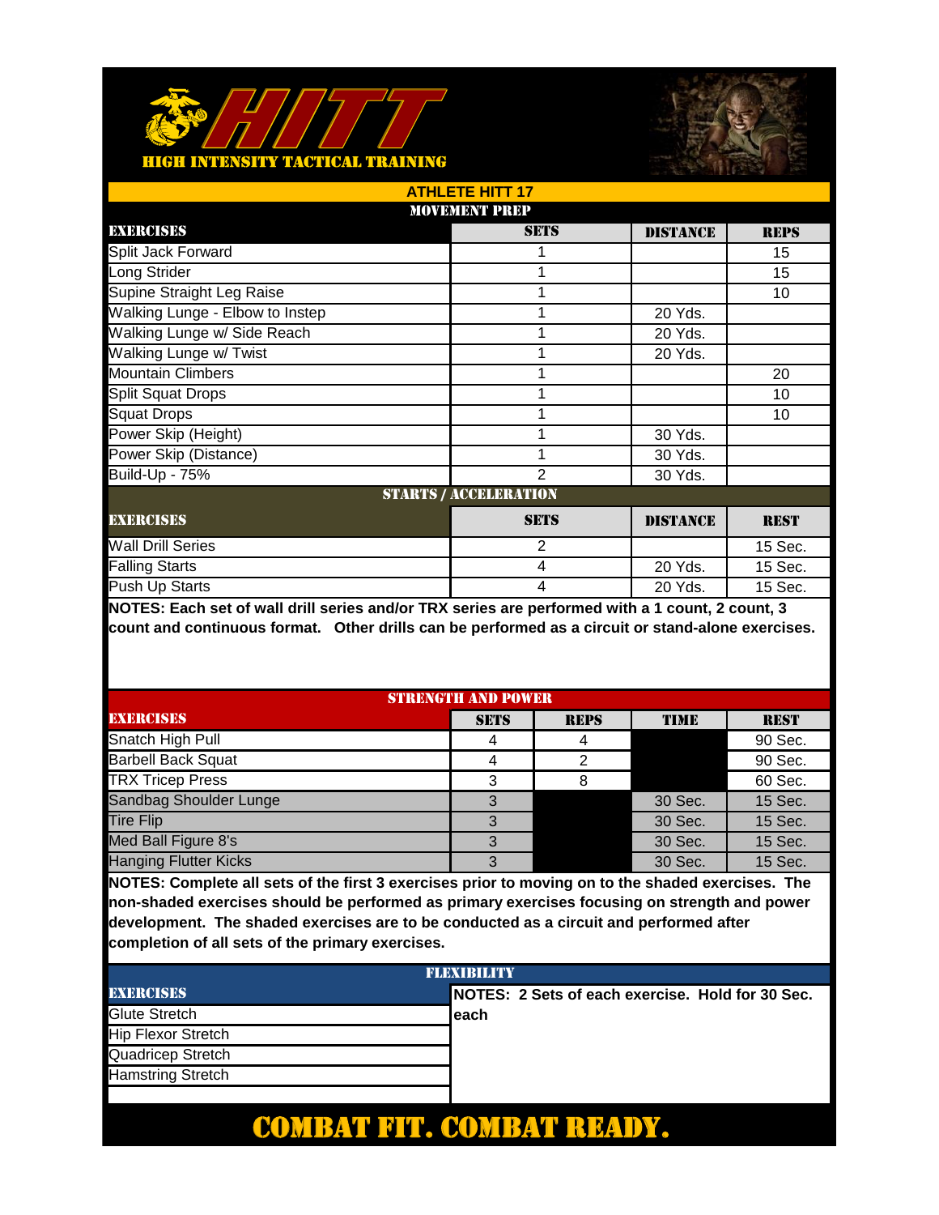# HIGH INTENSITY TACTICAL TRAINING

## ATHLETE HITT 17

### MOVEMENT PREP

| EXERCISES | SETS | DISTANCE | REPS |
|---|---|---|---|
| Split Jack Forward | 1 | | 15 |
| Long Strider | 1 | | 15 |
| Supine Straight Leg Raise | 1 | | 10 |
| Walking Lunge - Elbow to Instep | 1 | 20 Yds. | |
| Walking Lunge w/ Side Reach | 1 | 20 Yds. | |
| Walking Lunge w/ Twist | 1 | 20 Yds. | |
| Mountain Climbers | 1 | | 20 |
| Split Squat Drops | 1 | | 10 |
| Squat Drops | 1 | | 10 |
| Power Skip (Height) | 1 | 30 Yds. | |
| Power Skip (Distance) | 1 | 30 Yds. | |
| Build-Up - 75% | 2 | 30 Yds. | |

### STARTS / ACCELERATION

| EXERCISES | SETS | DISTANCE | REST |
|---|---|---|---|
| Wall Drill Series | 2 | | 15 Sec. |
| Falling Starts | 4 | 20 Yds. | 15 Sec. |
| Push Up Starts | 4 | 20 Yds. | 15 Sec. |

**NOTES: Each set of wall drill series and/or TRX series are performed with a 1 count, 2 count, 3 count and continuous format. Other drills can be performed as a circuit or stand-alone exercises.**

### STRENGTH AND POWER

| EXERCISES | SETS | REPS | TIME | REST |
|---|---|---|---|---|
| Snatch High Pull | 4 | 4 | | 90 Sec. |
| Barbell Back Squat | 4 | 2 | | 90 Sec. |
| TRX Tricep Press | 3 | 8 | | 60 Sec. |
| Sandbag Shoulder Lunge | 3 | | 30 Sec. | 15 Sec. |
| Tire Flip | 3 | | 30 Sec. | 15 Sec. |
| Med Ball Figure 8's | 3 | | 30 Sec. | 15 Sec. |
| Hanging Flutter Kicks | 3 | | 30 Sec. | 15 Sec. |

**NOTES: Complete all sets of the first 3 exercises prior to moving on to the shaded exercises. The non-shaded exercises should be performed as primary exercises focusing on strength and power development. The shaded exercises are to be conducted as a circuit and performed after completion of all sets of the primary exercises.**

### FLEXIBILITY

| EXERCISES |
|---|
| Glute Stretch |
| Hip Flexor Stretch |
| Quadricep Stretch |
| Hamstring Stretch |

**NOTES: 2 Sets of each exercise. Hold for 30 Sec. each**

**COMBAT FIT. COMBAT READY.**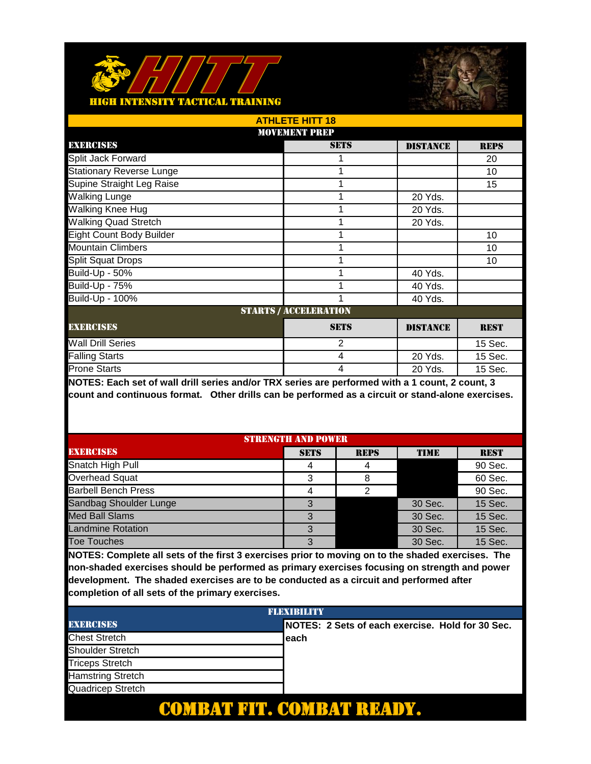# HIGH INTENSITY TACTICAL TRAINING

## ATHLETE HITT 18

### MOVEMENT PREP

| EXERCISES | SETS | DISTANCE | REPS |
|---|---|---|---|
| Split Jack Forward | 1 | | 20 |
| Stationary Reverse Lunge | 1 | | 10 |
| Supine Straight Leg Raise | 1 | | 15 |
| Walking Lunge | 1 | 20 Yds. | |
| Walking Knee Hug | 1 | 20 Yds. | |
| Walking Quad Stretch | 1 | 20 Yds. | |
| Eight Count Body Builder | 1 | | 10 |
| Mountain Climbers | 1 | | 10 |
| Split Squat Drops | 1 | | 10 |
| Build-Up - 50% | 1 | 40 Yds. | |
| Build-Up - 75% | 1 | 40 Yds. | |
| Build-Up - 100% | 1 | 40 Yds. | |

### STARTS / ACCELERATION

| EXERCISES | SETS | DISTANCE | REST |
|---|---|---|---|
| Wall Drill Series | 2 | | 15 Sec. |
| Falling Starts | 4 | 20 Yds. | 15 Sec. |
| Prone Starts | 4 | 20 Yds. | 15 Sec. |

**NOTES: Each set of wall drill series and/or TRX series are performed with a 1 count, 2 count, 3 count and continuous format. Other drills can be performed as a circuit or stand-alone exercises.**

### STRENGTH AND POWER

| EXERCISES | SETS | REPS | TIME | REST |
|---|---|---|---|---|
| Snatch High Pull | 4 | 4 | | 90 Sec. |
| Overhead Squat | 3 | 8 | | 60 Sec. |
| Barbell Bench Press | 4 | 2 | | 90 Sec. |
| Sandbag Shoulder Lunge | 3 | | 30 Sec. | 15 Sec. |
| Med Ball Slams | 3 | | 30 Sec. | 15 Sec. |
| Landmine Rotation | 3 | | 30 Sec. | 15 Sec. |
| Toe Touches | 3 | | 30 Sec. | 15 Sec. |

**NOTES: Complete all sets of the first 3 exercises prior to moving on to the shaded exercises. The non-shaded exercises should be performed as primary exercises focusing on strength and power development. The shaded exercises are to be conducted as a circuit and performed after completion of all sets of the primary exercises.**

### FLEXIBILITY

| EXERCISES | NOTES: 2 Sets of each exercise. Hold for 30 Sec. each |
|---|---|
| Chest Stretch | |
| Shoulder Stretch | |
| Triceps Stretch | |
| Hamstring Stretch | |
| Quadricep Stretch | |

**COMBAT FIT. COMBAT READY.**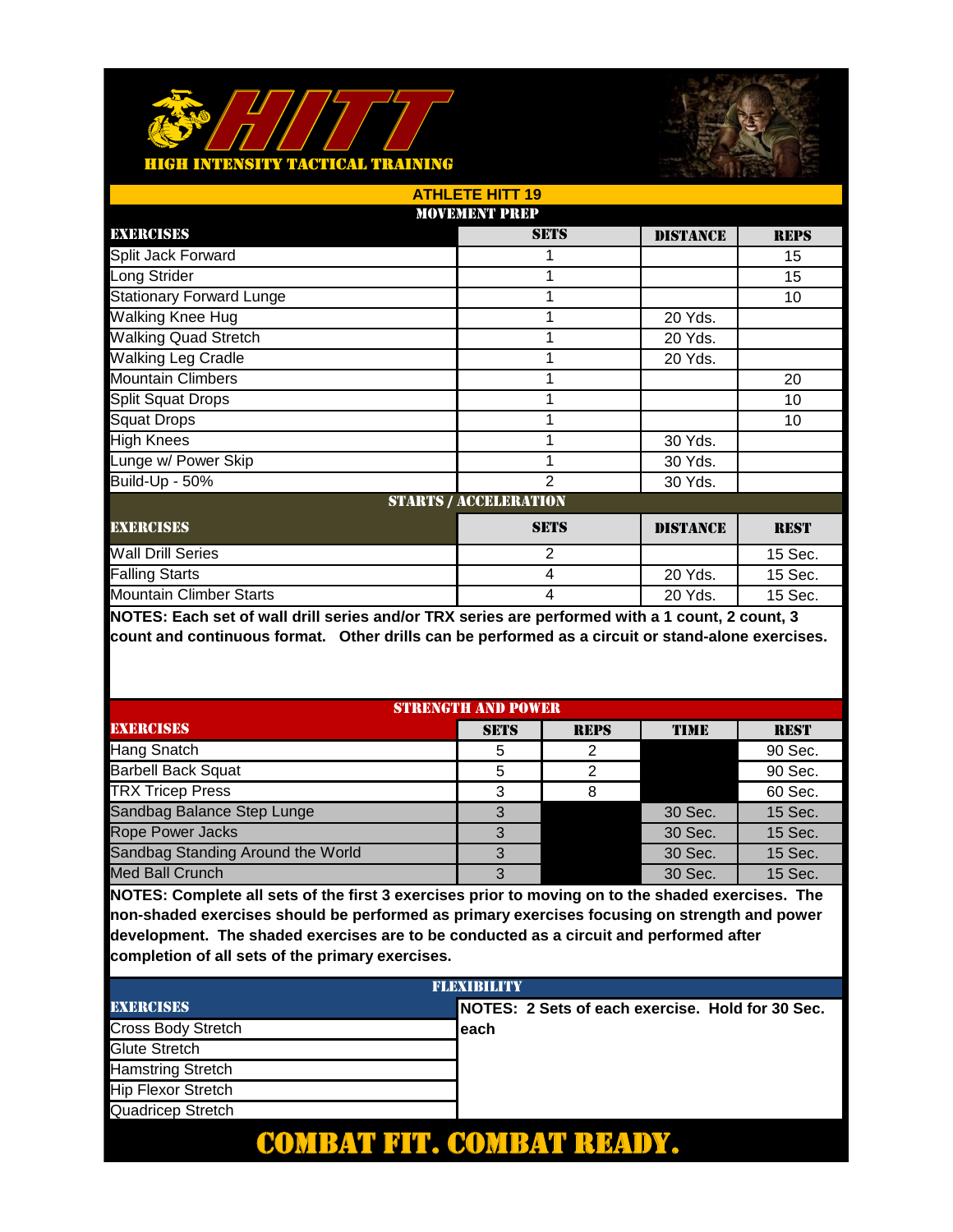# HITT

**HIGH INTENSITY TACTICAL TRAINING**

## ATHLETE HITT 19

### MOVEMENT PREP

| EXERCISES | SETS | DISTANCE | REPS |
|---|---|---|---|
| Split Jack Forward | 1 | | 15 |
| Long Strider | 1 | | 15 |
| Stationary Forward Lunge | 1 | | 10 |
| Walking Knee Hug | 1 | 20 Yds. | |
| Walking Quad Stretch | 1 | 20 Yds. | |
| Walking Leg Cradle | 1 | 20 Yds. | |
| Mountain Climbers | 1 | | 20 |
| Split Squat Drops | 1 | | 10 |
| Squat Drops | 1 | | 10 |
| High Knees | 1 | 30 Yds. | |
| Lunge w/ Power Skip | 1 | 30 Yds. | |
| Build-Up - 50% | 2 | 30 Yds. | |

### STARTS / ACCELERATION

| EXERCISES | SETS | DISTANCE | REST |
|---|---|---|---|
| Wall Drill Series | 2 | | 15 Sec. |
| Falling Starts | 4 | 20 Yds. | 15 Sec. |
| Mountain Climber Starts | 4 | 20 Yds. | 15 Sec. |

**NOTES: Each set of wall drill series and/or TRX series are performed with a 1 count, 2 count, 3 count and continuous format. Other drills can be performed as a circuit or stand-alone exercises.**

### STRENGTH AND POWER

| EXERCISES | SETS | REPS | TIME | REST |
|---|---|---|---|---|
| Hang Snatch | 5 | 2 | | 90 Sec. |
| Barbell Back Squat | 5 | 2 | | 90 Sec. |
| TRX Tricep Press | 3 | 8 | | 60 Sec. |
| Sandbag Balance Step Lunge | 3 | | 30 Sec. | 15 Sec. |
| Rope Power Jacks | 3 | | 30 Sec. | 15 Sec. |
| Sandbag Standing Around the World | 3 | | 30 Sec. | 15 Sec. |
| Med Ball Crunch | 3 | | 30 Sec. | 15 Sec. |

**NOTES: Complete all sets of the first 3 exercises prior to moving on to the shaded exercises. The non-shaded exercises should be performed as primary exercises focusing on strength and power development. The shaded exercises are to be conducted as a circuit and performed after completion of all sets of the primary exercises.**

### FLEXIBILITY

| EXERCISES | NOTES: 2 Sets of each exercise. Hold for 30 Sec. each |
|---|---|
| Cross Body Stretch | |
| Glute Stretch | |
| Hamstring Stretch | |
| Hip Flexor Stretch | |
| Quadricep Stretch | |

**COMBAT FIT. COMBAT READY.**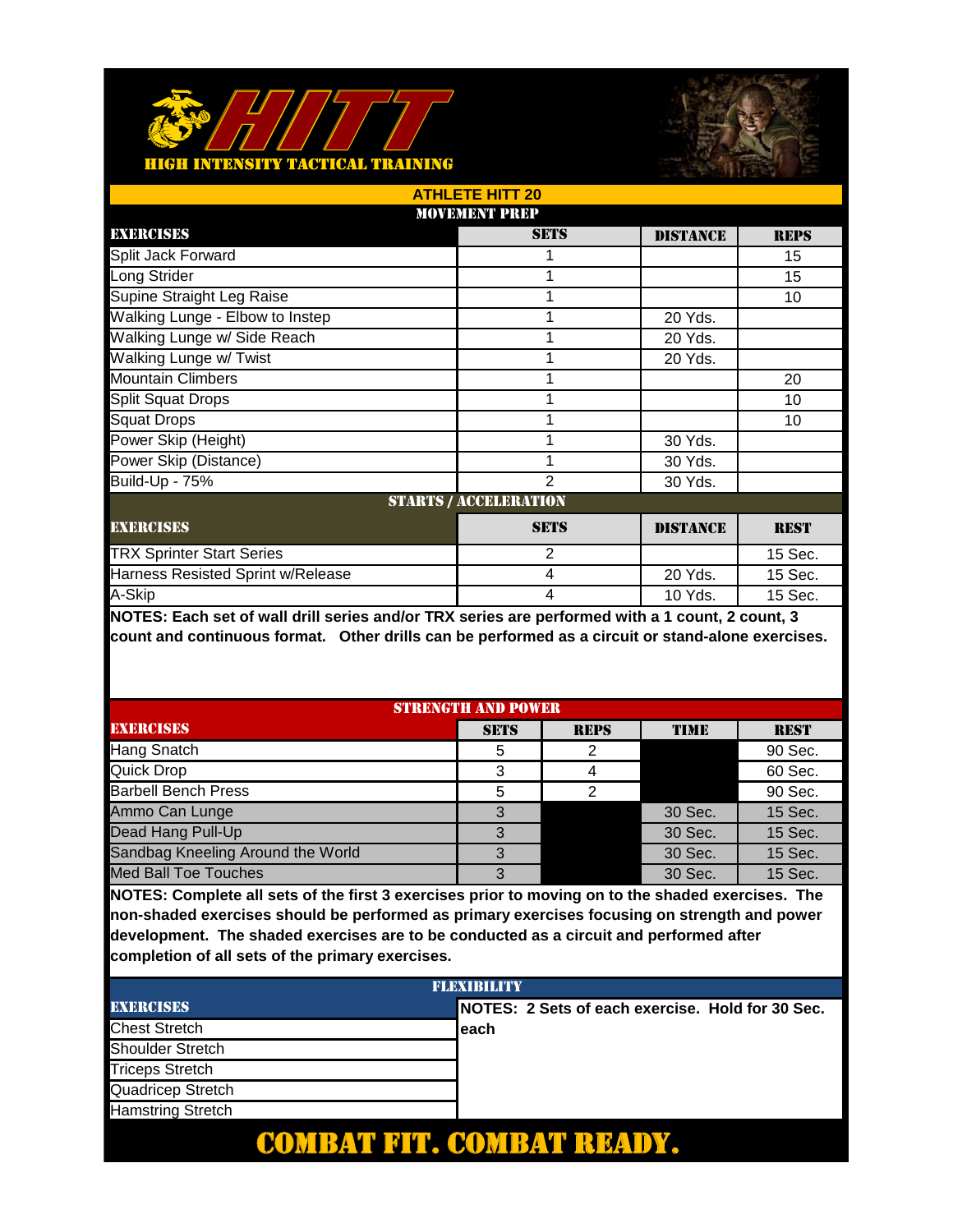# HITT

HIGH INTENSITY TACTICAL TRAINING

## ATHLETE HITT 20

### MOVEMENT PREP

| EXERCISES | SETS | DISTANCE | REPS |
|---|---|---|---|
| Split Jack Forward | 1 | | 15 |
| Long Strider | 1 | | 15 |
| Supine Straight Leg Raise | 1 | | 10 |
| Walking Lunge - Elbow to Instep | 1 | 20 Yds. | |
| Walking Lunge w/ Side Reach | 1 | 20 Yds. | |
| Walking Lunge w/ Twist | 1 | 20 Yds. | |
| Mountain Climbers | 1 | | 20 |
| Split Squat Drops | 1 | | 10 |
| Squat Drops | 1 | | 10 |
| Power Skip (Height) | 1 | 30 Yds. | |
| Power Skip (Distance) | 1 | 30 Yds. | |
| Build-Up - 75% | 2 | 30 Yds. | |

### STARTS / ACCELERATION

| EXERCISES | SETS | DISTANCE | REST |
|---|---|---|---|
| TRX Sprinter Start Series | 2 | | 15 Sec. |
| Harness Resisted Sprint w/Release | 4 | 20 Yds. | 15 Sec. |
| A-Skip | 4 | 10 Yds. | 15 Sec. |

**NOTES: Each set of wall drill series and/or TRX series are performed with a 1 count, 2 count, 3 count and continuous format. Other drills can be performed as a circuit or stand-alone exercises.**

### STRENGTH AND POWER

| EXERCISES | SETS | REPS | TIME | REST |
|---|---|---|---|---|
| Hang Snatch | 5 | 2 | | 90 Sec. |
| Quick Drop | 3 | 4 | | 60 Sec. |
| Barbell Bench Press | 5 | 2 | | 90 Sec. |
| Ammo Can Lunge | 3 | | 30 Sec. | 15 Sec. |
| Dead Hang Pull-Up | 3 | | 30 Sec. | 15 Sec. |
| Sandbag Kneeling Around the World | 3 | | 30 Sec. | 15 Sec. |
| Med Ball Toe Touches | 3 | | 30 Sec. | 15 Sec. |

**NOTES: Complete all sets of the first 3 exercises prior to moving on to the shaded exercises. The non-shaded exercises should be performed as primary exercises focusing on strength and power development. The shaded exercises are to be conducted as a circuit and performed after completion of all sets of the primary exercises.**

### FLEXIBILITY

| EXERCISES | NOTES: 2 Sets of each exercise. Hold for 30 Sec. each |
|---|---|
| Chest Stretch | |
| Shoulder Stretch | |
| Triceps Stretch | |
| Quadricep Stretch | |
| Hamstring Stretch | |

**COMBAT FIT. COMBAT READY.**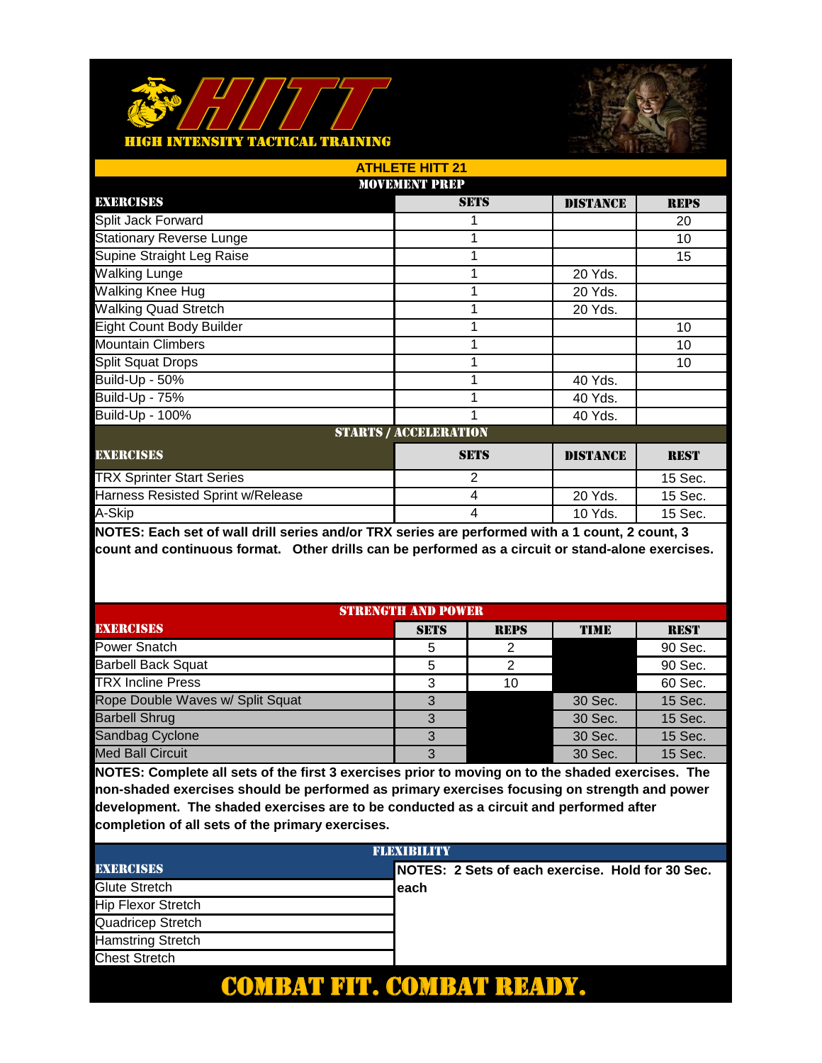# HITT

HIGH INTENSITY TACTICAL TRAINING

## ATHLETE HITT 21

### MOVEMENT PREP

| EXERCISES | SETS | DISTANCE | REPS |
|---|---|---|---|
| Split Jack Forward | 1 | | 20 |
| Stationary Reverse Lunge | 1 | | 10 |
| Supine Straight Leg Raise | 1 | | 15 |
| Walking Lunge | 1 | 20 Yds. | |
| Walking Knee Hug | 1 | 20 Yds. | |
| Walking Quad Stretch | 1 | 20 Yds. | |
| Eight Count Body Builder | 1 | | 10 |
| Mountain Climbers | 1 | | 10 |
| Split Squat Drops | 1 | | 10 |
| Build-Up - 50% | 1 | 40 Yds. | |
| Build-Up - 75% | 1 | 40 Yds. | |
| Build-Up - 100% | 1 | 40 Yds. | |

### STARTS / ACCELERATION

| EXERCISES | SETS | DISTANCE | REST |
|---|---|---|---|
| TRX Sprinter Start Series | 2 | | 15 Sec. |
| Harness Resisted Sprint w/Release | 4 | 20 Yds. | 15 Sec. |
| A-Skip | 4 | 10 Yds. | 15 Sec. |

**NOTES: Each set of wall drill series and/or TRX series are performed with a 1 count, 2 count, 3 count and continuous format. Other drills can be performed as a circuit or stand-alone exercises.**

### STRENGTH AND POWER

| EXERCISES | SETS | REPS | TIME | REST |
|---|---|---|---|---|
| Power Snatch | 5 | 2 | | 90 Sec. |
| Barbell Back Squat | 5 | 2 | | 90 Sec. |
| TRX Incline Press | 3 | 10 | | 60 Sec. |
| Rope Double Waves w/ Split Squat | 3 | | 30 Sec. | 15 Sec. |
| Barbell Shrug | 3 | | 30 Sec. | 15 Sec. |
| Sandbag Cyclone | 3 | | 30 Sec. | 15 Sec. |
| Med Ball Circuit | 3 | | 30 Sec. | 15 Sec. |

**NOTES: Complete all sets of the first 3 exercises prior to moving on to the shaded exercises. The non-shaded exercises should be performed as primary exercises focusing on strength and power development. The shaded exercises are to be conducted as a circuit and performed after completion of all sets of the primary exercises.**

### FLEXIBILITY

| EXERCISES | NOTES: 2 Sets of each exercise. Hold for 30 Sec. each |
|---|---|
| Glute Stretch | |
| Hip Flexor Stretch | |
| Quadricep Stretch | |
| Hamstring Stretch | |
| Chest Stretch | |

**COMBAT FIT. COMBAT READY.**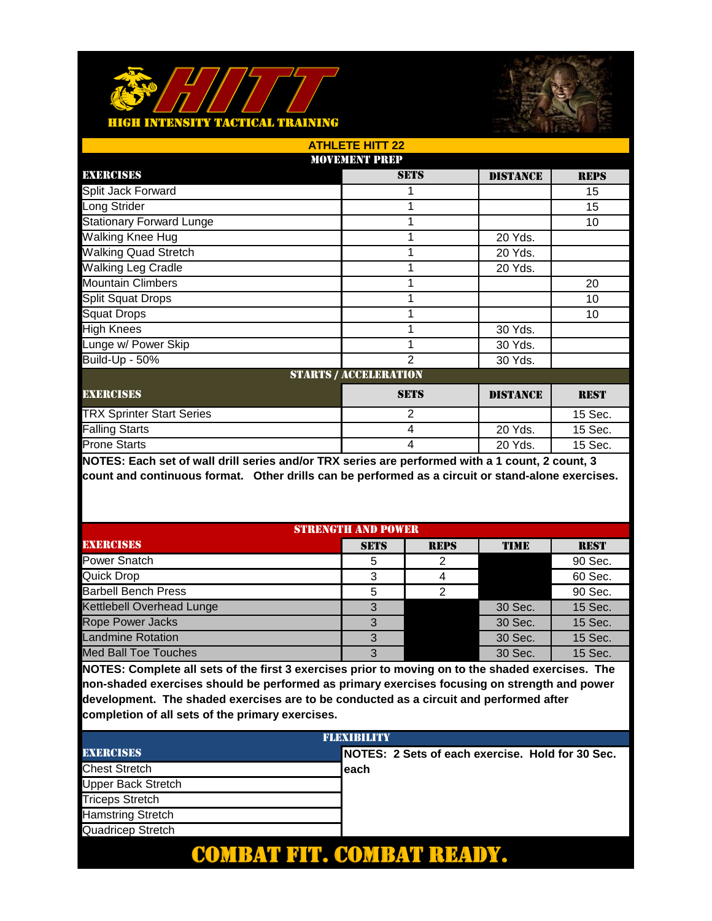# HITT

HIGH INTENSITY TACTICAL TRAINING

## ATHLETE HITT 22

### MOVEMENT PREP

| EXERCISES | SETS | DISTANCE | REPS |
|---|---|---|---|
| Split Jack Forward | 1 | | 15 |
| Long Strider | 1 | | 15 |
| Stationary Forward Lunge | 1 | | 10 |
| Walking Knee Hug | 1 | 20 Yds. | |
| Walking Quad Stretch | 1 | 20 Yds. | |
| Walking Leg Cradle | 1 | 20 Yds. | |
| Mountain Climbers | 1 | | 20 |
| Split Squat Drops | 1 | | 10 |
| Squat Drops | 1 | | 10 |
| High Knees | 1 | 30 Yds. | |
| Lunge w/ Power Skip | 1 | 30 Yds. | |
| Build-Up - 50% | 2 | 30 Yds. | |

### STARTS / ACCELERATION

| EXERCISES | SETS | DISTANCE | REST |
|---|---|---|---|
| TRX Sprinter Start Series | 2 | | 15 Sec. |
| Falling Starts | 4 | 20 Yds. | 15 Sec. |
| Prone Starts | 4 | 20 Yds. | 15 Sec. |

**NOTES: Each set of wall drill series and/or TRX series are performed with a 1 count, 2 count, 3 count and continuous format. Other drills can be performed as a circuit or stand-alone exercises.**

### STRENGTH AND POWER

| EXERCISES | SETS | REPS | TIME | REST |
|---|---|---|---|---|
| Power Snatch | 5 | 2 | | 90 Sec. |
| Quick Drop | 3 | 4 | | 60 Sec. |
| Barbell Bench Press | 5 | 2 | | 90 Sec. |
| Kettlebell Overhead Lunge | 3 | | 30 Sec. | 15 Sec. |
| Rope Power Jacks | 3 | | 30 Sec. | 15 Sec. |
| Landmine Rotation | 3 | | 30 Sec. | 15 Sec. |
| Med Ball Toe Touches | 3 | | 30 Sec. | 15 Sec. |

**NOTES: Complete all sets of the first 3 exercises prior to moving on to the shaded exercises. The non-shaded exercises should be performed as primary exercises focusing on strength and power development. The shaded exercises are to be conducted as a circuit and performed after completion of all sets of the primary exercises.**

### FLEXIBILITY

| EXERCISES | NOTES: 2 Sets of each exercise. Hold for 30 Sec. each |
|---|---|
| Chest Stretch | |
| Upper Back Stretch | |
| Triceps Stretch | |
| Hamstring Stretch | |
| Quadricep Stretch | |

**COMBAT FIT. COMBAT READY.**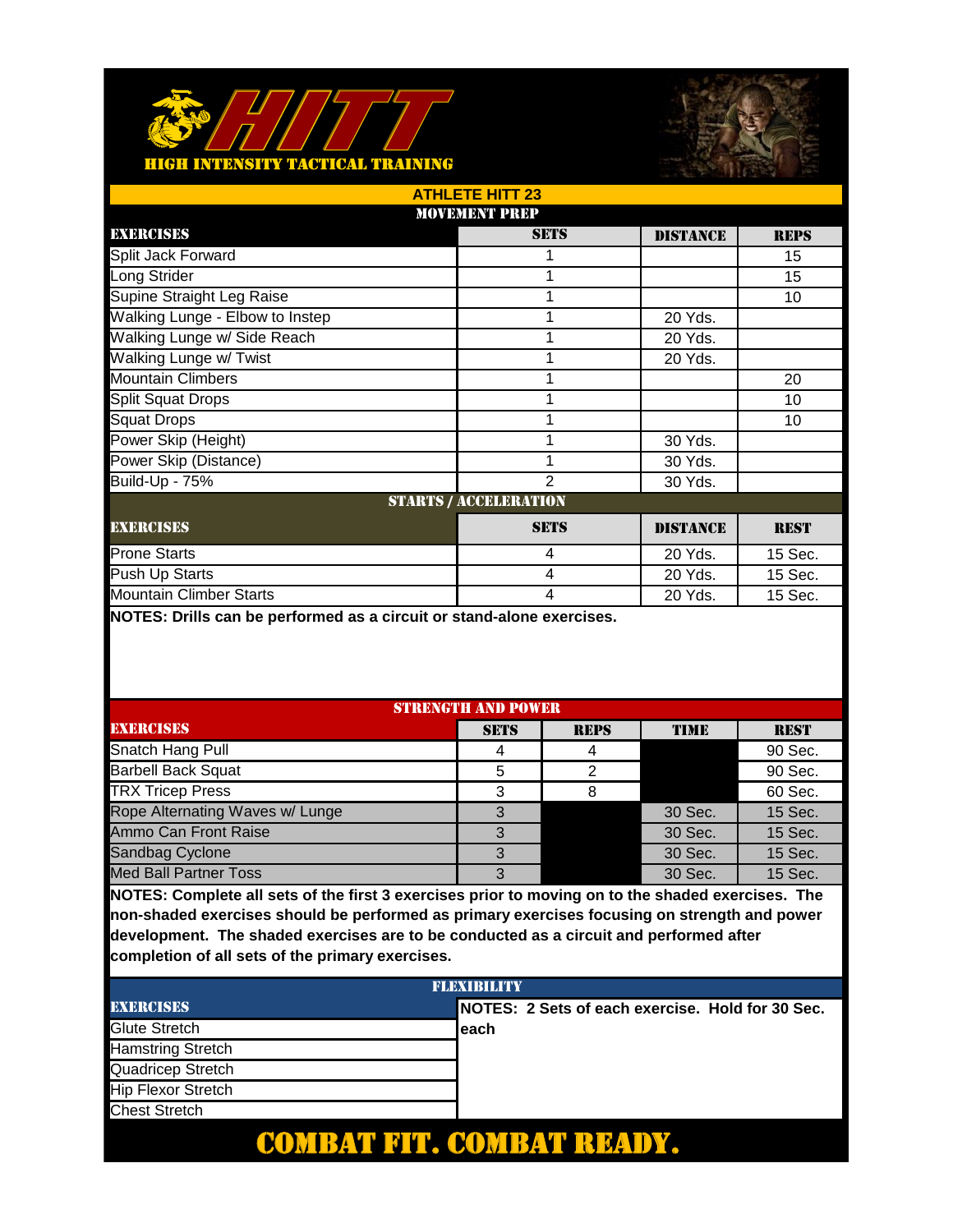# HITT

**HIGH INTENSITY TACTICAL TRAINING**

## ATHLETE HITT 23

### MOVEMENT PREP

| EXERCISES | SETS | DISTANCE | REPS |
|---|---|---|---|
| Split Jack Forward | 1 | | 15 |
| Long Strider | 1 | | 15 |
| Supine Straight Leg Raise | 1 | | 10 |
| Walking Lunge - Elbow to Instep | 1 | 20 Yds. | |
| Walking Lunge w/ Side Reach | 1 | 20 Yds. | |
| Walking Lunge w/ Twist | 1 | 20 Yds. | |
| Mountain Climbers | 1 | | 20 |
| Split Squat Drops | 1 | | 10 |
| Squat Drops | 1 | | 10 |
| Power Skip (Height) | 1 | 30 Yds. | |
| Power Skip (Distance) | 1 | 30 Yds. | |
| Build-Up - 75% | 2 | 30 Yds. | |

### STARTS / ACCELERATION

| EXERCISES | SETS | DISTANCE | REST |
|---|---|---|---|
| Prone Starts | 4 | 20 Yds. | 15 Sec. |
| Push Up Starts | 4 | 20 Yds. | 15 Sec. |
| Mountain Climber Starts | 4 | 20 Yds. | 15 Sec. |

**NOTES: Drills can be performed as a circuit or stand-alone exercises.**

### STRENGTH AND POWER

| EXERCISES | SETS | REPS | TIME | REST |
|---|---|---|---|---|
| Snatch Hang Pull | 4 | 4 | | 90 Sec. |
| Barbell Back Squat | 5 | 2 | | 90 Sec. |
| TRX Tricep Press | 3 | 8 | | 60 Sec. |
| Rope Alternating Waves w/ Lunge | 3 | | 30 Sec. | 15 Sec. |
| Ammo Can Front Raise | 3 | | 30 Sec. | 15 Sec. |
| Sandbag Cyclone | 3 | | 30 Sec. | 15 Sec. |
| Med Ball Partner Toss | 3 | | 30 Sec. | 15 Sec. |

**NOTES: Complete all sets of the first 3 exercises prior to moving on to the shaded exercises. The non-shaded exercises should be performed as primary exercises focusing on strength and power development. The shaded exercises are to be conducted as a circuit and performed after completion of all sets of the primary exercises.**

### FLEXIBILITY

| EXERCISES |
|---|
| Glute Stretch |
| Hamstring Stretch |
| Quadricep Stretch |
| Hip Flexor Stretch |
| Chest Stretch |

**NOTES: 2 Sets of each exercise. Hold for 30 Sec. each**

**COMBAT FIT. COMBAT READY.**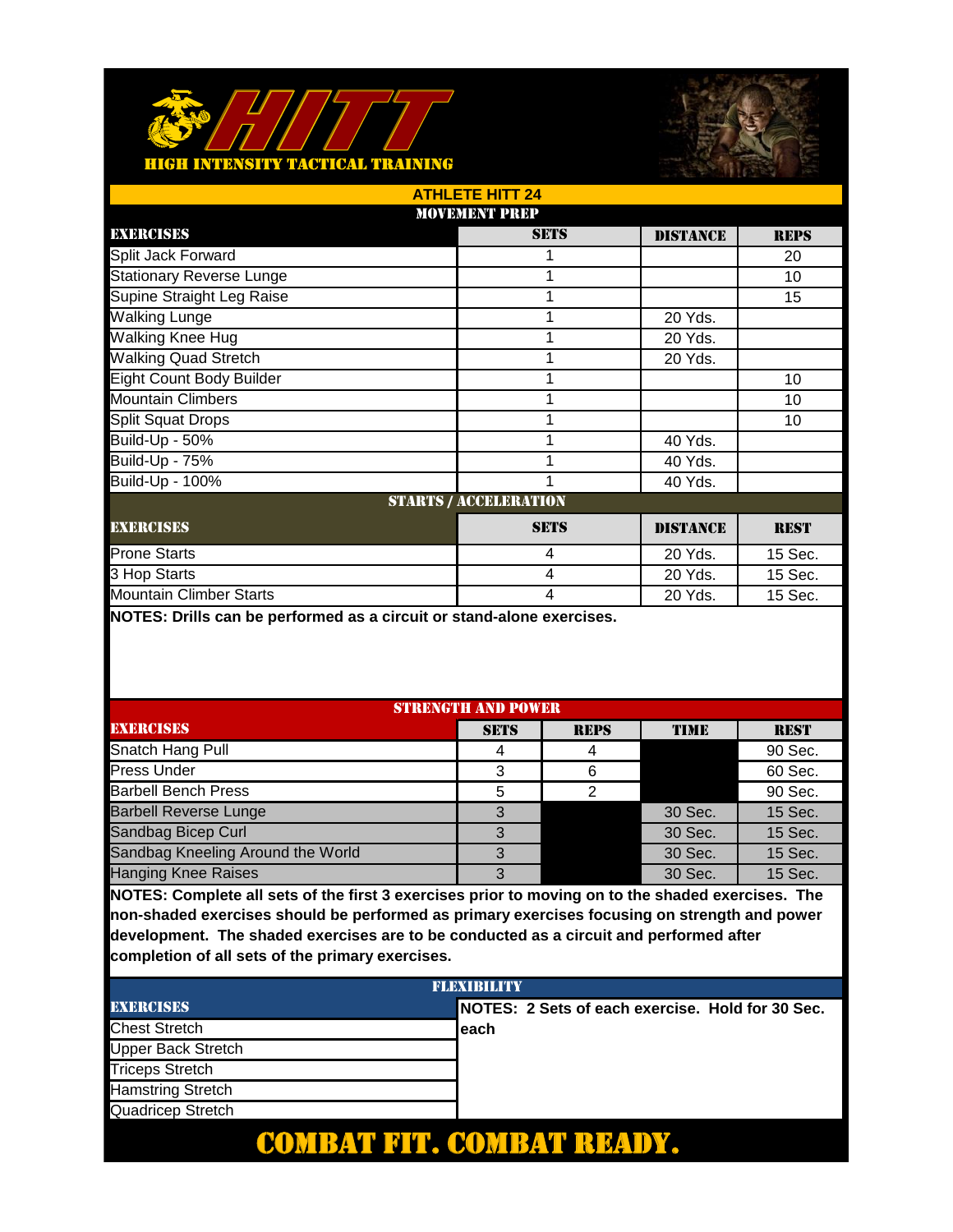# HITT

HIGH INTENSITY TACTICAL TRAINING

## ATHLETE HITT 24

### MOVEMENT PREP

| EXERCISES | SETS | DISTANCE | REPS |
|---|---|---|---|
| Split Jack Forward | 1 | | 20 |
| Stationary Reverse Lunge | 1 | | 10 |
| Supine Straight Leg Raise | 1 | | 15 |
| Walking Lunge | 1 | 20 Yds. | |
| Walking Knee Hug | 1 | 20 Yds. | |
| Walking Quad Stretch | 1 | 20 Yds. | |
| Eight Count Body Builder | 1 | | 10 |
| Mountain Climbers | 1 | | 10 |
| Split Squat Drops | 1 | | 10 |
| Build-Up - 50% | 1 | 40 Yds. | |
| Build-Up - 75% | 1 | 40 Yds. | |
| Build-Up - 100% | 1 | 40 Yds. | |

### STARTS / ACCELERATION

| EXERCISES | SETS | DISTANCE | REST |
|---|---|---|---|
| Prone Starts | 4 | 20 Yds. | 15 Sec. |
| 3 Hop Starts | 4 | 20 Yds. | 15 Sec. |
| Mountain Climber Starts | 4 | 20 Yds. | 15 Sec. |

**NOTES: Drills can be performed as a circuit or stand-alone exercises.**

### STRENGTH AND POWER

| EXERCISES | SETS | REPS | TIME | REST |
|---|---|---|---|---|
| Snatch Hang Pull | 4 | 4 | | 90 Sec. |
| Press Under | 3 | 6 | | 60 Sec. |
| Barbell Bench Press | 5 | 2 | | 90 Sec. |
| Barbell Reverse Lunge | 3 | | 30 Sec. | 15 Sec. |
| Sandbag Bicep Curl | 3 | | 30 Sec. | 15 Sec. |
| Sandbag Kneeling Around the World | 3 | | 30 Sec. | 15 Sec. |
| Hanging Knee Raises | 3 | | 30 Sec. | 15 Sec. |

**NOTES: Complete all sets of the first 3 exercises prior to moving on to the shaded exercises. The non-shaded exercises should be performed as primary exercises focusing on strength and power development. The shaded exercises are to be conducted as a circuit and performed after completion of all sets of the primary exercises.**

### FLEXIBILITY

| EXERCISES | NOTES: 2 Sets of each exercise. Hold for 30 Sec. each |
|---|---|
| Chest Stretch | |
| Upper Back Stretch | |
| Triceps Stretch | |
| Hamstring Stretch | |
| Quadricep Stretch | |

**COMBAT FIT. COMBAT READY.**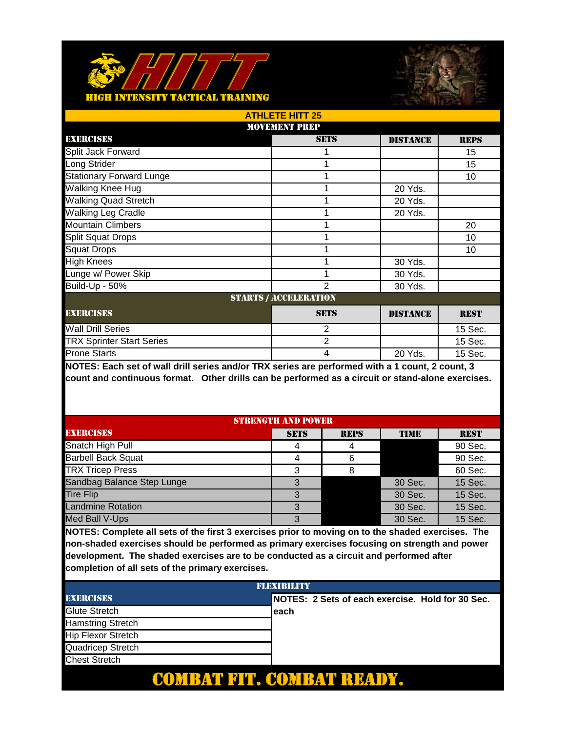# HIIT

HIGH INTENSITY TACTICAL TRAINING

## ATHLETE HITT 25

### MOVEMENT PREP

| EXERCISES | SETS | DISTANCE | REPS |
|---|---|---|---|
| Split Jack Forward | 1 | | 15 |
| Long Strider | 1 | | 15 |
| Stationary Forward Lunge | 1 | | 10 |
| Walking Knee Hug | 1 | 20 Yds. | |
| Walking Quad Stretch | 1 | 20 Yds. | |
| Walking Leg Cradle | 1 | 20 Yds. | |
| Mountain Climbers | 1 | | 20 |
| Split Squat Drops | 1 | | 10 |
| Squat Drops | 1 | | 10 |
| High Knees | 1 | 30 Yds. | |
| Lunge w/ Power Skip | 1 | 30 Yds. | |
| Build-Up - 50% | 2 | 30 Yds. | |

### STARTS / ACCELERATION

| EXERCISES | SETS | DISTANCE | REST |
|---|---|---|---|
| Wall Drill Series | 2 | | 15 Sec. |
| TRX Sprinter Start Series | 2 | | 15 Sec. |
| Prone Starts | 4 | 20 Yds. | 15 Sec. |

**NOTES: Each set of wall drill series and/or TRX series are performed with a 1 count, 2 count, 3 count and continuous format. Other drills can be performed as a circuit or stand-alone exercises.**

### STRENGTH AND POWER

| EXERCISES | SETS | REPS | TIME | REST |
|---|---|---|---|---|
| Snatch High Pull | 4 | 4 | | 90 Sec. |
| Barbell Back Squat | 4 | 6 | | 90 Sec. |
| TRX Tricep Press | 3 | 8 | | 60 Sec. |
| Sandbag Balance Step Lunge | 3 | | 30 Sec. | 15 Sec. |
| Tire Flip | 3 | | 30 Sec. | 15 Sec. |
| Landmine Rotation | 3 | | 30 Sec. | 15 Sec. |
| Med Ball V-Ups | 3 | | 30 Sec. | 15 Sec. |

**NOTES: Complete all sets of the first 3 exercises prior to moving on to the shaded exercises. The non-shaded exercises should be performed as primary exercises focusing on strength and power development. The shaded exercises are to be conducted as a circuit and performed after completion of all sets of the primary exercises.**

### FLEXIBILITY

| EXERCISES |
|---|
| Glute Stretch |
| Hamstring Stretch |
| Hip Flexor Stretch |
| Quadricep Stretch |
| Chest Stretch |

**NOTES: 2 Sets of each exercise. Hold for 30 Sec. each**

**COMBAT FIT. COMBAT READY.**